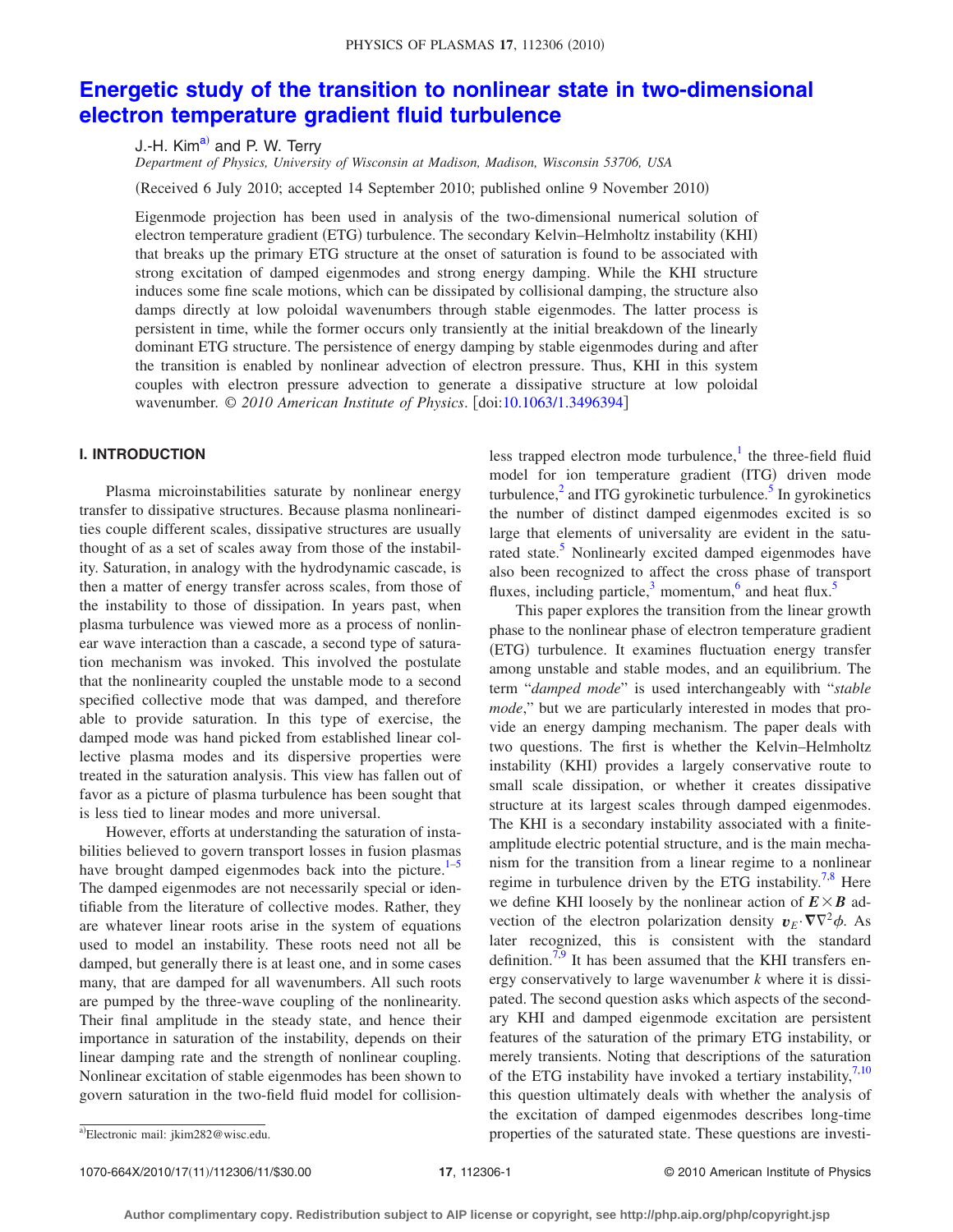# Energetic study of the transition to nonlinear state in two-dimensional electron temperature gradient fluid turbulence

J.-H. Kim[a] and P. W. Terry

*Department of Physics, University of Wisconsin at Madison, Madison, Wisconsin 53706, USA*

(Received 6 July 2010; accepted 14 September 2010; published online 9 November 2010)

Eigenmode projection has been used in analysis of the two-dimensional numerical solution of electron temperature gradient (ETG) turbulence. The secondary Kelvin–Helmholtz instability (KHI) that breaks up the primary ETG structure at the onset of saturation is found to be associated with strong excitation of damped eigenmodes and strong energy damping. While the KHI structure induces some fine scale motions, which can be dissipated by collisional damping, the structure also damps directly at low poloidal wavenumbers through stable eigenmodes. The latter process is persistent in time, while the former occurs only transiently at the initial breakdown of the linearly dominant ETG structure. The persistence of energy damping by stable eigenmodes during and after the transition is enabled by nonlinear advection of electron pressure. Thus, KHI in this system couples with electron pressure advection to generate a dissipative structure at low poloidal wavenumber. © *2010 American Institute of Physics*. [doi:10.1063/1.3496394]

## I. INTRODUCTION

Plasma microinstabilities saturate by nonlinear energy transfer to dissipative structures. Because plasma nonlinearities couple different scales, dissipative structures are usually thought of as a set of scales away from those of the instability. Saturation, in analogy with the hydrodynamic cascade, is then a matter of energy transfer across scales, from those of the instability to those of dissipation. In years past, when plasma turbulence was viewed more as a process of nonlinear wave interaction than a cascade, a second type of saturation mechanism was invoked. This involved the postulate that the nonlinearity coupled the unstable mode to a second specified collective mode that was damped, and therefore able to provide saturation. In this type of exercise, the damped mode was hand picked from established linear collective plasma modes and its dispersive properties were treated in the saturation analysis. This view has fallen out of favor as a picture of plasma turbulence has been sought that is less tied to linear modes and more universal.

However, efforts at understanding the saturation of instabilities believed to govern transport losses in fusion plasmas have brought damped eigenmodes back into the picture.[1–5] The damped eigenmodes are not necessarily special or identifiable from the literature of collective modes. Rather, they are whatever linear roots arise in the system of equations used to model an instability. These roots need not all be damped, but generally there is at least one, and in some cases many, that are damped for all wavenumbers. All such roots are pumped by the three-wave coupling of the nonlinearity. Their final amplitude in the steady state, and hence their importance in saturation of the instability, depends on their linear damping rate and the strength of nonlinear coupling. Nonlinear excitation of stable eigenmodes has been shown to govern saturation in the two-field fluid model for collisionless trapped electron mode turbulence,[1] the three-field fluid model for ion temperature gradient (ITG) driven mode turbulence,[2] and ITG gyrokinetic turbulence.[5] In gyrokinetics the number of distinct damped eigenmodes excited is so large that elements of universality are evident in the saturated state.[5] Nonlinearly excited damped eigenmodes have also been recognized to affect the cross phase of transport fluxes, including particle,[3] momentum,[6] and heat flux.[5]

This paper explores the transition from the linear growth phase to the nonlinear phase of electron temperature gradient (ETG) turbulence. It examines fluctuation energy transfer among unstable and stable modes, and an equilibrium. The term "*damped mode*" is used interchangeably with "*stable mode*," but we are particularly interested in modes that provide an energy damping mechanism. The paper deals with two questions. The first is whether the Kelvin–Helmholtz instability (KHI) provides a largely conservative route to small scale dissipation, or whether it creates dissipative structure at its largest scales through damped eigenmodes. The KHI is a secondary instability associated with a finite-amplitude electric potential structure, and is the main mechanism for the transition from a linear regime to a nonlinear regime in turbulence driven by the ETG instability.[7,8] Here we define KHI loosely by the nonlinear action of $\boldsymbol{E}\times\boldsymbol{B}$ advection of the electron polarization density $\boldsymbol{v}_E\cdot\nabla\nabla^2\phi$. As later recognized, this is consistent with the standard definition.[7,9] It has been assumed that the KHI transfers energy conservatively to large wavenumber $k$ where it is dissipated. The second question asks which aspects of the secondary KHI and damped eigenmode excitation are persistent features of the saturation of the primary ETG instability, or merely transients. Noting that descriptions of the saturation of the ETG instability have invoked a tertiary instability,[7,10] this question ultimately deals with whether the analysis of the excitation of damped eigenmodes describes long-time properties of the saturated state. These questions are investi-

[a]Electronic mail: jkim282@wisc.edu.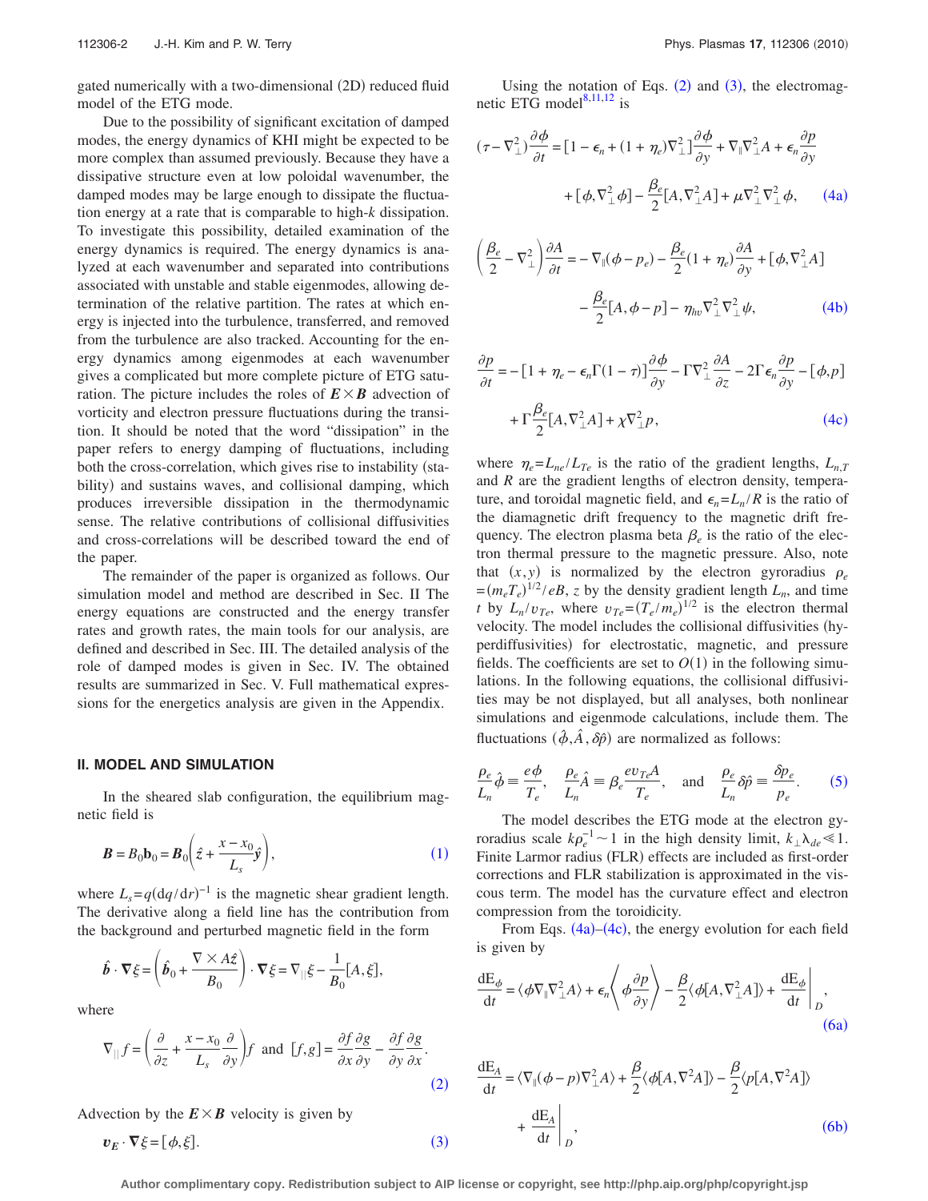gated numerically with a two-dimensional (2D) reduced fluid model of the ETG mode.

Due to the possibility of significant excitation of damped modes, the energy dynamics of KHI might be expected to be more complex than assumed previously. Because they have a dissipative structure even at low poloidal wavenumber, the damped modes may be large enough to dissipate the fluctuation energy at a rate that is comparable to high-$k$ dissipation. To investigate this possibility, detailed examination of the energy dynamics is required. The energy dynamics is analyzed at each wavenumber and separated into contributions associated with unstable and stable eigenmodes, allowing determination of the relative partition. The rates at which energy is injected into the turbulence, transferred, and removed from the turbulence are also tracked. Accounting for the energy dynamics among eigenmodes at each wavenumber gives a complicated but more complete picture of ETG saturation. The picture includes the roles of $\boldsymbol{E}\times\boldsymbol{B}$ advection of vorticity and electron pressure fluctuations during the transition. It should be noted that the word "dissipation" in the paper refers to energy damping of fluctuations, including both the cross-correlation, which gives rise to instability (stability) and sustains waves, and collisional damping, which produces irreversible dissipation in the thermodynamic sense. The relative contributions of collisional diffusivities and cross-correlations will be described toward the end of the paper.

The remainder of the paper is organized as follows. Our simulation model and method are described in Sec. II The energy equations are constructed and the energy transfer rates and growth rates, the main tools for our analysis, are defined and described in Sec. III. The detailed analysis of the role of damped modes is given in Sec. IV. The obtained results are summarized in Sec. V. Full mathematical expressions for the energetics analysis are given in the Appendix.

## II. MODEL AND SIMULATION

In the sheared slab configuration, the equilibrium magnetic field is

$$\boldsymbol{B} = B_0\mathbf{b}_0 = \boldsymbol{B}_0\left(\hat{\boldsymbol{z}} + \frac{x-x_0}{L_s}\hat{\boldsymbol{y}}\right), \tag{1}$$

where $L_s = q(\mathrm{d}q/\mathrm{d}r)^{-1}$ is the magnetic shear gradient length. The derivative along a field line has the contribution from the background and perturbed magnetic field in the form

$$\hat{\boldsymbol{b}}\cdot\boldsymbol{\nabla}\xi = \left(\hat{\boldsymbol{b}}_0 + \frac{\nabla\times A\hat{\boldsymbol{z}}}{B_0}\right)\cdot\boldsymbol{\nabla}\xi = \nabla_{\|}\xi - \frac{1}{B_0}[A,\xi],$$

where

$$\nabla_{\|}f = \left(\frac{\partial}{\partial z} + \frac{x-x_0}{L_s}\frac{\partial}{\partial y}\right)f \quad \text{and} \quad [f,g] = \frac{\partial f}{\partial x}\frac{\partial g}{\partial y} - \frac{\partial f}{\partial y}\frac{\partial g}{\partial x}. \tag{2}$$

Advection by the $\boldsymbol{E}\times\boldsymbol{B}$ velocity is given by

$$\boldsymbol{v_E}\cdot\boldsymbol{\nabla}\xi = [\phi,\xi]. \tag{3}$$

Using the notation of Eqs. (2) and (3), the electromagnetic ETG model[8,11,12] is

$$(\tau - \nabla_\perp^2)\frac{\partial\phi}{\partial t} = [1 - \epsilon_n + (1+\eta_e)\nabla_\perp^2]\frac{\partial\phi}{\partial y} + \nabla_{\|}\nabla_\perp^2 A + \epsilon_n\frac{\partial p}{\partial y} + [\phi,\nabla_\perp^2\phi] - \frac{\beta_e}{2}[A,\nabla_\perp^2 A] + \mu\nabla_\perp^2\nabla_\perp^2\phi, \tag{4a}$$

$$\left(\frac{\beta_e}{2} - \nabla_\perp^2\right)\frac{\partial A}{\partial t} = -\nabla_{\|}(\phi - p_e) - \frac{\beta_e}{2}(1+\eta_e)\frac{\partial A}{\partial y} + [\phi,\nabla_\perp^2 A] - \frac{\beta_e}{2}[A,\phi - p] - \eta_{hv}\nabla_\perp^2\nabla_\perp^2\psi, \tag{4b}$$

$$\frac{\partial p}{\partial t} = -[1 + \eta_e - \epsilon_n\Gamma(1-\tau)]\frac{\partial\phi}{\partial y} - \Gamma\nabla_\perp^2\frac{\partial A}{\partial z} - 2\Gamma\epsilon_n\frac{\partial p}{\partial y} - [\phi,p] + \Gamma\frac{\beta_e}{2}[A,\nabla_\perp^2 A] + \chi\nabla_\perp^2 p, \tag{4c}$$

where $\eta_e = L_{ne}/L_{Te}$ is the ratio of the gradient lengths, $L_{n,T}$ and $R$ are the gradient lengths of electron density, temperature, and toroidal magnetic field, and $\epsilon_n = L_n/R$ is the ratio of the diamagnetic drift frequency to the magnetic drift frequency. The electron plasma beta $\beta_e$ is the ratio of the electron thermal pressure to the magnetic pressure. Also, note that $(x,y)$ is normalized by the electron gyroradius $\rho_e = (m_eT_e)^{1/2}/eB$, $z$ by the density gradient length $L_n$, and time $t$ by $L_n/v_{Te}$, where $v_{Te} = (T_e/m_e)^{1/2}$ is the electron thermal velocity. The model includes the collisional diffusivities (hyperdiffusivities) for electrostatic, magnetic, and pressure fields. The coefficients are set to $O(1)$ in the following simulations. In the following equations, the collisional diffusivities may be not displayed, but all analyses, both nonlinear simulations and eigenmode calculations, include them. The fluctuations $(\hat{\phi},\hat{A},\delta\hat{p})$ are normalized as follows:

$$\frac{\rho_e}{L_n}\hat{\phi} \equiv \frac{e\phi}{T_e}, \quad \frac{\rho_e}{L_n}\hat{A} \equiv \beta_e\frac{ev_{Te}A}{T_e}, \quad \text{and} \quad \frac{\rho_e}{L_n}\delta\hat{p} \equiv \frac{\delta p_e}{p_e}. \tag{5}$$

The model describes the ETG mode at the electron gyroradius scale $k\rho_e^{-1}\sim 1$ in the high density limit, $k_\perp\lambda_{de}\ll 1$. Finite Larmor radius (FLR) effects are included as first-order corrections and FLR stabilization is approximated in the viscous term. The model has the curvature effect and electron compression from the toroidicity.

From Eqs. (4a)–(4c), the energy evolution for each field is given by

$$\frac{\mathrm{d}E_\phi}{\mathrm{d}t} = \langle\phi\nabla_{\|}\nabla_\perp^2 A\rangle + \epsilon_n\left\langle\phi\frac{\partial p}{\partial y}\right\rangle - \frac{\beta}{2}\langle\phi[A,\nabla_\perp^2 A]\rangle + \left.\frac{\mathrm{d}E_\phi}{\mathrm{d}t}\right|_D, \tag{6a}$$

$$\frac{\mathrm{d}E_A}{\mathrm{d}t} = \langle\nabla_{\|}(\phi - p)\nabla_\perp^2 A\rangle + \frac{\beta}{2}\langle\phi[A,\nabla^2 A]\rangle - \frac{\beta}{2}\langle p[A,\nabla^2 A]\rangle + \left.\frac{\mathrm{d}E_A}{\mathrm{d}t}\right|_D, \tag{6b}$$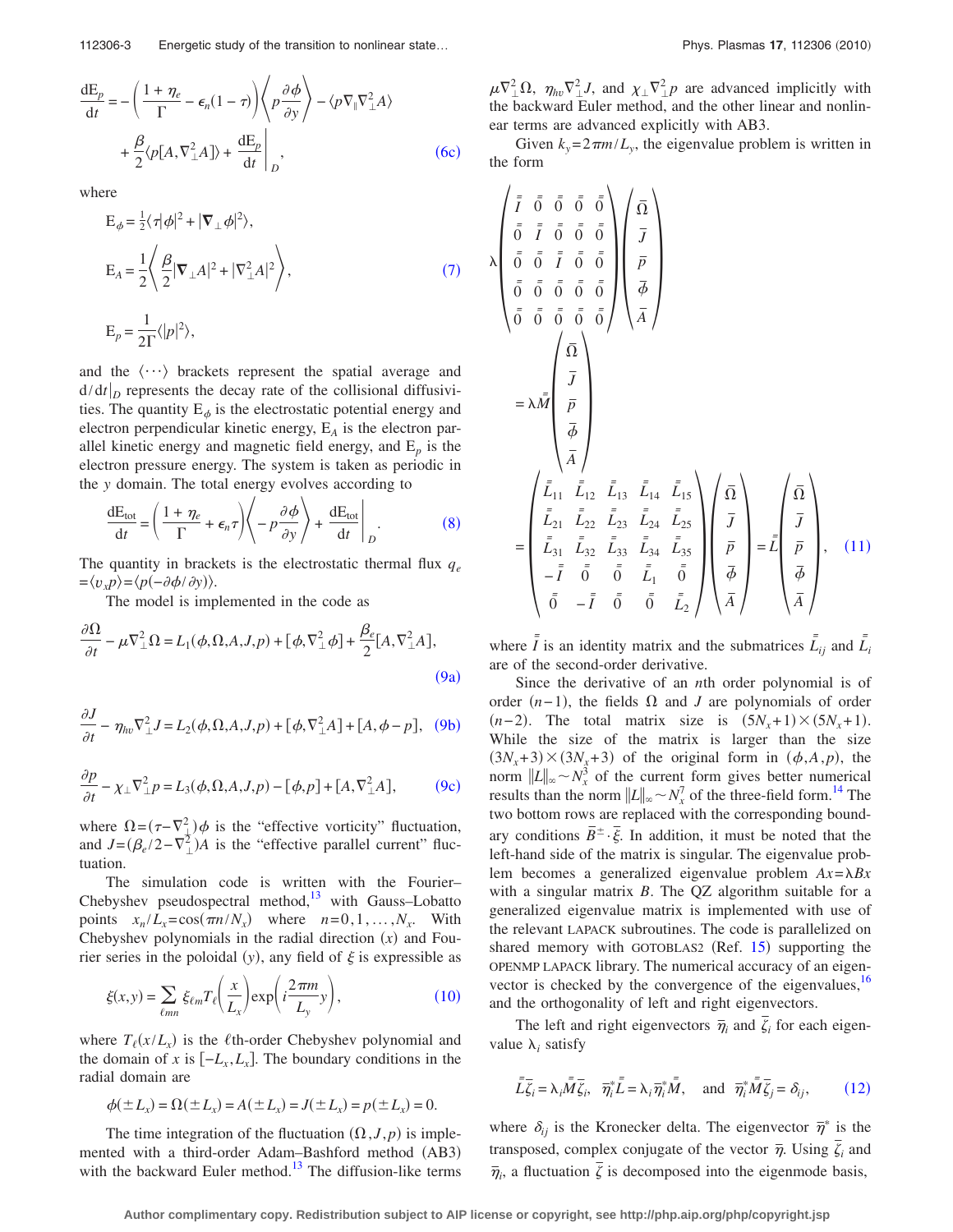$$\frac{\mathrm{dE}_p}{\mathrm{d}t} = -\left(\frac{1+\eta_e}{\Gamma} - \epsilon_n(1-\tau)\right)\left\langle p\frac{\partial\phi}{\partial y}\right\rangle - \langle p\nabla_\parallel \nabla_\perp^2 A\rangle + \frac{\beta}{2}\langle p[A,\nabla_\perp^2 A]\rangle + \left.\frac{\mathrm{dE}_p}{\mathrm{d}t}\right|_D, \tag{6c}$$

where

$$\mathrm{E}_\phi = \frac{1}{2}\langle \tau|\phi|^2 + |\nabla_\perp \phi|^2\rangle,$$

$$\mathrm{E}_A = \frac{1}{2}\left\langle \frac{\beta}{2}|\nabla_\perp A|^2 + |\nabla_\perp^2 A|^2\right\rangle, \tag{7}$$

$$\mathrm{E}_p = \frac{1}{2\Gamma}\langle |p|^2\rangle,$$

and the $\langle\cdots\rangle$ brackets represent the spatial average and $\mathrm{d}/\mathrm{d}t|_D$ represents the decay rate of the collisional diffusivities. The quantity $\mathrm{E}_\phi$ is the electrostatic potential energy and electron perpendicular kinetic energy, $\mathrm{E}_A$ is the electron parallel kinetic energy and magnetic field energy, and $\mathrm{E}_p$ is the electron pressure energy. The system is taken as periodic in the $y$ domain. The total energy evolves according to

$$\frac{\mathrm{dE}_{\mathrm{tot}}}{\mathrm{d}t} = \left(\frac{1+\eta_e}{\Gamma} + \epsilon_n\tau\right)\left\langle -p\frac{\partial\phi}{\partial y}\right\rangle + \left.\frac{\mathrm{dE}_{\mathrm{tot}}}{\mathrm{d}t}\right|_D. \tag{8}$$

The quantity in brackets is the electrostatic thermal flux $q_e = \langle v_x p\rangle = \langle p(-\partial\phi/\partial y)\rangle$.

The model is implemented in the code as

$$\frac{\partial\Omega}{\partial t} - \mu\nabla_\perp^2\Omega = L_1(\phi,\Omega,A,J,p) + [\phi,\nabla_\perp^2\phi] + \frac{\beta_e}{2}[A,\nabla_\perp^2 A], \tag{9a}$$

$$\frac{\partial J}{\partial t} - \eta_{hv}\nabla_\perp^2 J = L_2(\phi,\Omega,A,J,p) + [\phi,\nabla_\perp^2 A] + [A,\phi-p], \tag{9b}$$

$$\frac{\partial p}{\partial t} - \chi_\perp\nabla_\perp^2 p = L_3(\phi,\Omega,A,J,p) - [\phi,p] + [A,\nabla_\perp^2 A], \tag{9c}$$

where $\Omega = (\tau - \nabla_\perp^2)\phi$ is the "effective vorticity" fluctuation, and $J = (\beta_e/2 - \nabla_\perp^2)A$ is the "effective parallel current" fluctuation.

The simulation code is written with the Fourier–Chebyshev pseudospectral method,[13] with Gauss–Lobatto points $x_n/L_x = \cos(\pi n/N_x)$ where $n = 0,1,\ldots,N_x$. With Chebyshev polynomials in the radial direction ($x$) and Fourier series in the poloidal ($y$), any field of $\xi$ is expressible as

$$\xi(x,y) = \sum_{\ell mn} \xi_{\ell m} T_\ell\left(\frac{x}{L_x}\right)\exp\left(i\frac{2\pi m}{L_y}y\right), \tag{10}$$

where $T_\ell(x/L_x)$ is the $\ell$th-order Chebyshev polynomial and the domain of $x$ is $[-L_x, L_x]$. The boundary conditions in the radial domain are

$$\phi(\pm L_x) = \Omega(\pm L_x) = A(\pm L_x) = J(\pm L_x) = p(\pm L_x) = 0.$$

The time integration of the fluctuation $(\Omega, J, p)$ is implemented with a third-order Adam–Bashford method (AB3) with the backward Euler method.[13] The diffusion-like terms $\mu\nabla_\perp^2\Omega$, $\eta_{hv}\nabla_\perp^2 J$, and $\chi_\perp\nabla_\perp^2 p$ are advanced implicitly with the backward Euler method, and the other linear and nonlinear terms are advanced explicitly with AB3.

Given $k_y = 2\pi m/L_y$, the eigenvalue problem is written in the form

$$\lambda\begin{pmatrix} \bar{\bar{I}} & \bar{\bar{0}} & \bar{\bar{0}} & \bar{\bar{0}} & \bar{\bar{0}} \\ \bar{\bar{0}} & \bar{\bar{I}} & \bar{\bar{0}} & \bar{\bar{0}} & \bar{\bar{0}} \\ \bar{\bar{0}} & \bar{\bar{0}} & \bar{\bar{I}} & \bar{\bar{0}} & \bar{\bar{0}} \\ \bar{\bar{0}} & \bar{\bar{0}} & \bar{\bar{0}} & \bar{\bar{0}} & \bar{\bar{0}} \\ \bar{\bar{0}} & \bar{\bar{0}} & \bar{\bar{0}} & \bar{\bar{0}} & \bar{\bar{0}} \end{pmatrix}\begin{pmatrix} \bar{\Omega} \\ \bar{J} \\ \bar{p} \\ \bar{\phi} \\ \bar{A} \end{pmatrix} = \lambda\bar{\bar{M}}\begin{pmatrix} \bar{\Omega} \\ \bar{J} \\ \bar{p} \\ \bar{\phi} \\ \bar{A} \end{pmatrix} = \begin{pmatrix} \bar{\bar{L}}_{11} & \bar{\bar{L}}_{12} & \bar{\bar{L}}_{13} & \bar{\bar{L}}_{14} & \bar{\bar{L}}_{15} \\ \bar{\bar{L}}_{21} & \bar{\bar{L}}_{22} & \bar{\bar{L}}_{23} & \bar{\bar{L}}_{24} & \bar{\bar{L}}_{25} \\ \bar{\bar{L}}_{31} & \bar{\bar{L}}_{32} & \bar{\bar{L}}_{33} & \bar{\bar{L}}_{34} & \bar{\bar{L}}_{35} \\ -\bar{\bar{I}} & \bar{\bar{0}} & \bar{\bar{0}} & \bar{\bar{L}}_1 & \bar{\bar{0}} \\ \bar{\bar{0}} & -\bar{\bar{I}} & \bar{\bar{0}} & \bar{\bar{0}} & \bar{\bar{L}}_2 \end{pmatrix}\begin{pmatrix} \bar{\Omega} \\ \bar{J} \\ \bar{p} \\ \bar{\phi} \\ \bar{A} \end{pmatrix} = \bar{\bar{L}}\begin{pmatrix} \bar{\Omega} \\ \bar{J} \\ \bar{p} \\ \bar{\phi} \\ \bar{A} \end{pmatrix}, \tag{11}$$

where $\bar{\bar{I}}$ is an identity matrix and the submatrices $\bar{\bar{L}}_{ij}$ and $\bar{\bar{L}}_i$ are of the second-order derivative.

Since the derivative of an $n$th order polynomial is of order $(n-1)$, the fields $\Omega$ and $J$ are polynomials of order $(n-2)$. The total matrix size is $(5N_x+1)\times(5N_x+1)$. While the size of the matrix is larger than the size $(3N_x+3)\times(3N_x+3)$ of the original form in $(\phi, A, p)$, the norm $\|L\|_\infty \sim N_x^3$ of the current form gives better numerical results than the norm $\|L\|_\infty \sim N_x^7$ of the three-field form.[14] The two bottom rows are replaced with the corresponding boundary conditions $\bar{B}^\pm \cdot \bar{\xi}$. In addition, it must be noted that the left-hand side of the matrix is singular. The eigenvalue problem becomes a generalized eigenvalue problem $Ax = \lambda Bx$ with a singular matrix $B$. The QZ algorithm suitable for a generalized eigenvalue matrix is implemented with use of the relevant LAPACK subroutines. The code is parallelized on shared memory with GOTOBLAS2 (Ref. 15) supporting the OPENMP LAPACK library. The numerical accuracy of an eigenvector is checked by the convergence of the eigenvalues,[16] and the orthogonality of left and right eigenvectors.

The left and right eigenvectors $\bar{\eta}_i$ and $\bar{\zeta}_i$ for each eigenvalue $\lambda_i$ satisfy

$$\bar{\bar{L}}\bar{\zeta}_i = \lambda_i\bar{\bar{M}}\bar{\zeta}_i, \quad \bar{\eta}_i^*\bar{\bar{L}} = \lambda_i\bar{\eta}_i^*\bar{\bar{M}}, \quad \text{and} \quad \bar{\eta}_i^*\bar{\bar{M}}\bar{\zeta}_j = \delta_{ij}, \tag{12}$$

where $\delta_{ij}$ is the Kronecker delta. The eigenvector $\bar{\eta}^*$ is the transposed, complex conjugate of the vector $\bar{\eta}$. Using $\bar{\zeta}_i$ and $\bar{\eta}_i$, a fluctuation $\bar{\zeta}$ is decomposed into the eigenmode basis,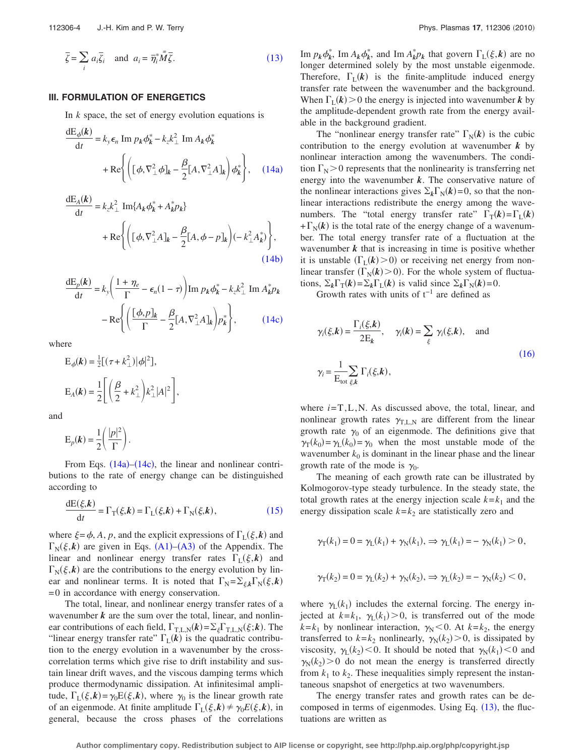$$\bar{\zeta} = \sum_i a_i \bar{\zeta}_i \quad \text{and} \quad a_i = \bar{\eta}_i^* \bar{\bar{M}} \bar{\zeta}. \tag{13}$$

## III. FORMULATION OF ENERGETICS

In $k$ space, the set of energy evolution equations is

$$\frac{\mathrm{dE}_\phi(\boldsymbol{k})}{\mathrm{d}t} = k_y \epsilon_n \operatorname{Im} p_{\boldsymbol{k}} \phi_{\boldsymbol{k}}^* - k_z k_\perp^2 \operatorname{Im} A_{\boldsymbol{k}} \phi_{\boldsymbol{k}}^* + \operatorname{Re}\left\{ \left( [\phi, \nabla_\perp^2 \phi]_{\boldsymbol{k}} - \frac{\beta}{2} [A, \nabla_\perp^2 A]_{\boldsymbol{k}} \right) \phi_{\boldsymbol{k}}^* \right\}, \tag{14a}$$

$$\frac{\mathrm{dE}_A(\boldsymbol{k})}{\mathrm{d}t} = k_z k_\perp^2 \operatorname{Im}\{A_{\boldsymbol{k}} \phi_{\boldsymbol{k}}^* + A_{\boldsymbol{k}}^* p_{\boldsymbol{k}}\} + \operatorname{Re}\left\{ \left( [\phi, \nabla_\perp^2 A]_{\boldsymbol{k}} - \frac{\beta}{2} [A, \phi - p]_{\boldsymbol{k}} \right) (-k_\perp^2 A_{\boldsymbol{k}}^*) \right\}, \tag{14b}$$

$$\frac{\mathrm{dE}_p(\boldsymbol{k})}{\mathrm{d}t} = k_y \left( \frac{1+\eta_e}{\Gamma} - \epsilon_n (1-\tau) \right) \operatorname{Im} p_{\boldsymbol{k}} \phi_{\boldsymbol{k}}^* - k_z k_\perp^2 \operatorname{Im} A_{\boldsymbol{k}}^* p_{\boldsymbol{k}} - \operatorname{Re}\left\{ \left( \frac{[\phi, p]_{\boldsymbol{k}}}{\Gamma} - \frac{\beta}{2} [A, \nabla_\perp^2 A]_{\boldsymbol{k}} \right) p_{\boldsymbol{k}}^* \right\}, \tag{14c}$$

where

$$\mathrm{E}_\phi(\boldsymbol{k}) = \tfrac{1}{2}[(\tau + k_\perp^2)|\phi|^2],$$

$$\mathrm{E}_A(\boldsymbol{k}) = \frac{1}{2}\left[ \left( \frac{\beta}{2} + k_\perp^2 \right) k_\perp^2 |A|^2 \right],$$

and

$$\mathrm{E}_p(\boldsymbol{k}) = \frac{1}{2}\left( \frac{|p|^2}{\Gamma} \right).$$

From Eqs. (14a)–(14c), the linear and nonlinear contributions to the rate of energy change can be distinguished according to

$$\frac{\mathrm{dE}(\xi, \boldsymbol{k})}{\mathrm{d}t} = \Gamma_\mathrm{T}(\xi, \boldsymbol{k}) = \Gamma_\mathrm{L}(\xi, \boldsymbol{k}) + \Gamma_\mathrm{N}(\xi, \boldsymbol{k}), \tag{15}$$

where $\xi = \phi, A, p$, and the explicit expressions of $\Gamma_\mathrm{L}(\xi, \boldsymbol{k})$ and $\Gamma_\mathrm{N}(\xi, \boldsymbol{k})$ are given in Eqs. (A1)–(A3) of the Appendix. The linear and nonlinear energy transfer rates $\Gamma_\mathrm{L}(\xi, \boldsymbol{k})$ and $\Gamma_\mathrm{N}(\xi, \boldsymbol{k})$ are the contributions to the energy evolution by linear and nonlinear terms. It is noted that $\Gamma_\mathrm{N} = \Sigma_{\xi, \boldsymbol{k}} \Gamma_\mathrm{N}(\xi, \boldsymbol{k}) = 0$ in accordance with energy conservation.

The total, linear, and nonlinear energy transfer rates of a wavenumber $\boldsymbol{k}$ are the sum over the total, linear, and nonlinear contributions of each field, $\Gamma_{\mathrm{T,L,N}}(\boldsymbol{k}) = \Sigma_\xi \Gamma_{\mathrm{T,L,N}}(\xi; \boldsymbol{k})$. The "linear energy transfer rate" $\Gamma_\mathrm{L}(\boldsymbol{k})$ is the quadratic contribution to the energy evolution in a wavenumber by the cross-correlation terms which give rise to drift instability and sustain linear drift waves, and the viscous damping terms which produce thermodynamic dissipation. At infinitesimal amplitude, $\Gamma_\mathrm{L}(\xi, \boldsymbol{k}) = \gamma_0 \mathrm{E}(\xi, \boldsymbol{k})$, where $\gamma_0$ is the linear growth rate of an eigenmode. At finite amplitude $\Gamma_\mathrm{L}(\xi, \boldsymbol{k}) \neq \gamma_0 E(\xi, \boldsymbol{k})$, in general, because the cross phases of the correlations $\operatorname{Im} p_{\boldsymbol{k}} \phi_{\boldsymbol{k}}^*$, $\operatorname{Im} A_{\boldsymbol{k}} \phi_{\boldsymbol{k}}^*$, and $\operatorname{Im} A_{\boldsymbol{k}}^* p_{\boldsymbol{k}}$ that govern $\Gamma_\mathrm{L}(\xi, \boldsymbol{k})$ are no longer determined solely by the most unstable eigenmode. Therefore, $\Gamma_\mathrm{L}(\boldsymbol{k})$ is the finite-amplitude induced energy transfer rate between the wavenumber and the background. When $\Gamma_\mathrm{L}(\boldsymbol{k}) > 0$ the energy is injected into wavenumber $\boldsymbol{k}$ by the amplitude-dependent growth rate from the energy available in the background gradient.

The "nonlinear energy transfer rate" $\Gamma_\mathrm{N}(\boldsymbol{k})$ is the cubic contribution to the energy evolution at wavenumber $\boldsymbol{k}$ by nonlinear interaction among the wavenumbers. The condition $\Gamma_\mathrm{N} > 0$ represents that the nonlinearity is transferring net energy into the wavenumber $\boldsymbol{k}$. The conservative nature of the nonlinear interactions gives $\Sigma_{\boldsymbol{k}} \Gamma_\mathrm{N}(\boldsymbol{k}) = 0$, so that the nonlinear interactions redistribute the energy among the wavenumbers. The "total energy transfer rate" $\Gamma_\mathrm{T}(\boldsymbol{k}) = \Gamma_\mathrm{L}(\boldsymbol{k}) + \Gamma_\mathrm{N}(\boldsymbol{k})$ is the total rate of the energy change of a wavenumber. The total energy transfer rate of a fluctuation at the wavenumber $\boldsymbol{k}$ that is increasing in time is positive whether it is unstable ($\Gamma_\mathrm{L}(\boldsymbol{k}) > 0$) or receiving net energy from nonlinear transfer ($\Gamma_\mathrm{N}(\boldsymbol{k}) > 0$). For the whole system of fluctuations, $\Sigma_{\boldsymbol{k}} \Gamma_\mathrm{T}(\boldsymbol{k}) = \Sigma_{\boldsymbol{k}} \Gamma_\mathrm{L}(\boldsymbol{k})$ is valid since $\Sigma_{\boldsymbol{k}} \Gamma_\mathrm{N}(\boldsymbol{k}) = 0$.

Growth rates with units of $\mathrm{t}^{-1}$ are defined as

$$\gamma_i(\xi, \boldsymbol{k}) = \frac{\Gamma_i(\xi, \boldsymbol{k})}{2\mathrm{E}_{\boldsymbol{k}}}, \quad \gamma_i(\boldsymbol{k}) = \sum_\xi \gamma_i(\xi, \boldsymbol{k}), \quad \text{and}$$

$$\gamma_i = \frac{1}{\mathrm{E}_\mathrm{tot}} \sum_{\xi, \boldsymbol{k}} \Gamma_i(\xi, \boldsymbol{k}), \tag{16}$$

where $i = \mathrm{T, L, N}$. As discussed above, the total, linear, and nonlinear growth rates $\gamma_{\mathrm{T,L,N}}$ are different from the linear growth rate $\gamma_0$ of an eigenmode. The definitions give that $\gamma_\mathrm{T}(k_0) = \gamma_\mathrm{L}(k_0) = \gamma_0$ when the most unstable mode of the wavenumber $k_0$ is dominant in the linear phase and the linear growth rate of the mode is $\gamma_0$.

The meaning of each growth rate can be illustrated by Kolmogorov-type steady turbulence. In the steady state, the total growth rates at the energy injection scale $k = k_1$ and the energy dissipation scale $k = k_2$ are statistically zero and

$$\gamma_\mathrm{T}(k_1) = 0 = \gamma_\mathrm{L}(k_1) + \gamma_\mathrm{N}(k_1), \Rightarrow \gamma_\mathrm{L}(k_1) = -\gamma_\mathrm{N}(k_1) > 0,$$

$$\gamma_\mathrm{T}(k_2) = 0 = \gamma_\mathrm{L}(k_2) + \gamma_\mathrm{N}(k_2), \Rightarrow \gamma_\mathrm{L}(k_2) = -\gamma_\mathrm{N}(k_2) < 0,$$

where $\gamma_\mathrm{L}(k_1)$ includes the external forcing. The energy injected at $k = k_1$, $\gamma_\mathrm{L}(k_1) > 0$, is transferred out of the mode $k = k_1$ by nonlinear interaction, $\gamma_\mathrm{N} < 0$. At $k = k_2$, the energy transferred to $k = k_2$ nonlinearly, $\gamma_\mathrm{N}(k_2) > 0$, is dissipated by viscosity, $\gamma_\mathrm{L}(k_2) < 0$. It should be noted that $\gamma_\mathrm{N}(k_1) < 0$ and $\gamma_\mathrm{N}(k_2) > 0$ do not mean the energy is transferred directly from $k_1$ to $k_2$. These inequalities simply represent the instantaneous snapshot of energetics at two wavenumbers.

The energy transfer rates and growth rates can be decomposed in terms of eigenmodes. Using Eq. (13), the fluctuations are written as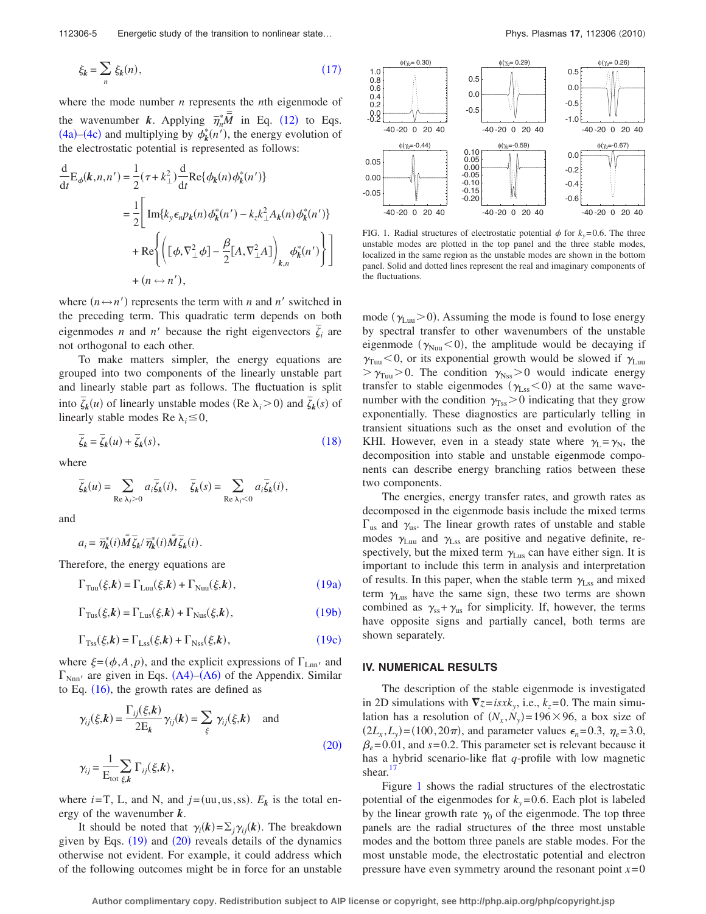$$\xi_{\boldsymbol{k}} = \sum_n \xi_{\boldsymbol{k}}(n), \tag{17}$$

where the mode number $n$ represents the $n$th eigenmode of the wavenumber $\boldsymbol{k}$. Applying $\bar{\eta}_n^* \bar{\bar{M}}$ in Eq. (12) to Eqs. (4a)–(4c) and multiplying by $\phi_{\boldsymbol{k}}^*(n')$, the energy evolution of the electrostatic potential is represented as follows:

$$\begin{aligned}
\frac{\mathrm{d}}{\mathrm{d}t}\mathrm{E}_\phi(\boldsymbol{k},n,n') &= \frac{1}{2}(\tau + k_\perp^2)\frac{\mathrm{d}}{\mathrm{d}t}\mathrm{Re}\{\phi_{\boldsymbol{k}}(n)\phi_{\boldsymbol{k}}^*(n')\} \\
&= \frac{1}{2}\Bigg[\mathrm{Im}\{k_y \epsilon_n p_{\boldsymbol{k}}(n)\phi_{\boldsymbol{k}}^*(n') - k_z k_\perp^2 A_{\boldsymbol{k}}(n)\phi_{\boldsymbol{k}}^*(n')\} \\
&\quad + \mathrm{Re}\left\{\left([\phi,\nabla_\perp^2\phi] - \frac{\beta}{2}[A,\nabla_\perp^2 A]\right)_{\boldsymbol{k},n}\phi_{\boldsymbol{k}}^*(n')\right\}\Bigg] \\
&\quad + (n \leftrightarrow n'),
\end{aligned}$$

where $(n \leftrightarrow n')$ represents the term with $n$ and $n'$ switched in the preceding term. This quadratic term depends on both eigenmodes $n$ and $n'$ because the right eigenvectors $\bar{\zeta}_i$ are not orthogonal to each other.

To make matters simpler, the energy equations are grouped into two components of the linearly unstable part and linearly stable part as follows. The fluctuation is split into $\bar{\zeta}_{\boldsymbol{k}}(u)$ of linearly unstable modes ($\mathrm{Re}\,\lambda_i > 0$) and $\bar{\zeta}_{\boldsymbol{k}}(s)$ of linearly stable modes $\mathrm{Re}\,\lambda_i \leq 0$,

$$\bar{\zeta}_{\boldsymbol{k}} = \bar{\zeta}_{\boldsymbol{k}}(u) + \bar{\zeta}_{\boldsymbol{k}}(s), \tag{18}$$

where

$$\bar{\zeta}_{\boldsymbol{k}}(u) = \sum_{\mathrm{Re}\,\lambda_i > 0} a_i \bar{\zeta}_{\boldsymbol{k}}(i), \quad \bar{\zeta}_{\boldsymbol{k}}(s) = \sum_{\mathrm{Re}\,\lambda_i < 0} a_i \bar{\zeta}_{\boldsymbol{k}}(i),$$

and

$$a_i = \bar{\eta}_{\boldsymbol{k}}^*(i)\bar{\bar{M}}\bar{\zeta}_{\boldsymbol{k}} / \bar{\eta}_{\boldsymbol{k}}^*(i)\bar{\bar{M}}\bar{\zeta}_{\boldsymbol{k}}(i).$$

Therefore, the energy equations are

$$\Gamma_{\mathrm{Tuu}}(\xi,\boldsymbol{k}) = \Gamma_{\mathrm{Luu}}(\xi,\boldsymbol{k}) + \Gamma_{\mathrm{Nuu}}(\xi,\boldsymbol{k}), \tag{19a}$$

$$\Gamma_{\mathrm{Tus}}(\xi,\boldsymbol{k}) = \Gamma_{\mathrm{Lus}}(\xi,\boldsymbol{k}) + \Gamma_{\mathrm{Nus}}(\xi,\boldsymbol{k}), \tag{19b}$$

$$\Gamma_{\mathrm{Tss}}(\xi,\boldsymbol{k}) = \Gamma_{\mathrm{Lss}}(\xi,\boldsymbol{k}) + \Gamma_{\mathrm{Nss}}(\xi,\boldsymbol{k}), \tag{19c}$$

where $\xi = (\phi, A, p)$, and the explicit expressions of $\Gamma_{\mathrm{Lnn'}}$ and $\Gamma_{\mathrm{Nnn'}}$ are given in Eqs. (A4)–(A6) of the Appendix. Similar to Eq. (16), the growth rates are defined as

$$\gamma_{ij}(\xi,\boldsymbol{k}) = \frac{\Gamma_{ij}(\xi,\boldsymbol{k})}{2\mathrm{E}_{\boldsymbol{k}}}\quad \gamma_{ij}(\boldsymbol{k}) = \sum_\xi \gamma_{ij}(\xi,\boldsymbol{k}) \quad \text{and}$$

$$\gamma_{ij} = \frac{1}{\mathrm{E}_{\mathrm{tot}}}\sum_{\xi,\boldsymbol{k}}\Gamma_{ij}(\xi,\boldsymbol{k}), \tag{20}$$

where $i=$T, L, and N, and $j=(\mathrm{uu},\mathrm{us},\mathrm{ss})$. $E_{\boldsymbol{k}}$ is the total energy of the wavenumber $\boldsymbol{k}$.

It should be noted that $\gamma_i(\boldsymbol{k}) = \Sigma_j \gamma_{ij}(\boldsymbol{k})$. The breakdown given by Eqs. (19) and (20) reveals details of the dynamics otherwise not evident. For example, it could address which of the following outcomes might be in force for an unstable mode ($\gamma_{\mathrm{Luu}} > 0$). Assuming the mode is found to lose energy by spectral transfer to other wavenumbers of the unstable eigenmode ($\gamma_{\mathrm{Nuu}} < 0$), the amplitude would be decaying if $\gamma_{\mathrm{Tuu}} < 0$, or its exponential growth would be slowed if $\gamma_{\mathrm{Luu}} > \gamma_{\mathrm{Tuu}} > 0$. The condition $\gamma_{\mathrm{Nss}} > 0$ would indicate energy transfer to stable eigenmodes ($\gamma_{\mathrm{Lss}} < 0$) at the same wavenumber with the condition $\gamma_{\mathrm{Tss}} > 0$ indicating that they grow exponentially. These diagnostics are particularly telling in transient situations such as the onset and evolution of the KHI. However, even in a steady state where $\gamma_{\mathrm{L}} = \gamma_{\mathrm{N}}$, the decomposition into stable and unstable eigenmode components can describe energy branching ratios between these two components.

The energies, energy transfer rates, and growth rates as decomposed in the eigenmode basis include the mixed terms $\Gamma_{\mathrm{us}}$ and $\gamma_{\mathrm{us}}$. The linear growth rates of unstable and stable modes $\gamma_{\mathrm{Luu}}$ and $\gamma_{\mathrm{Lss}}$ are positive and negative definite, respectively, but the mixed term $\gamma_{\mathrm{Lus}}$ can have either sign. It is important to include this term in analysis and interpretation of results. In this paper, when the stable term $\gamma_{\mathrm{Lss}}$ and mixed term $\gamma_{\mathrm{Lus}}$ have the same sign, these two terms are shown combined as $\gamma_{\mathrm{ss}} + \gamma_{\mathrm{us}}$ for simplicity. If, however, the terms have opposite signs and partially cancel, both terms are shown separately.

FIG. 1. Radial structures of electrostatic potential $\phi$ for $k_y = 0.6$. The three unstable modes are plotted in the top panel and the three stable modes, localized in the same region as the unstable modes are shown in the bottom panel. Solid and dotted lines represent the real and imaginary components of the fluctuations.

## IV. NUMERICAL RESULTS

The description of the stable eigenmode is investigated in 2D simulations with $\nabla z = isxk_y$, i.e., $k_z = 0$. The main simulation has a resolution of $(N_x, N_y) = 196 \times 96$, a box size of $(2L_x, L_y) = (100, 20\pi)$, and parameter values $\epsilon_n = 0.3$, $\eta_e = 3.0$, $\beta_e = 0.01$, and $s = 0.2$. This parameter set is relevant because it has a hybrid scenario-like flat $q$-profile with low magnetic shear.[17]

Figure 1 shows the radial structures of the electrostatic potential of the eigenmodes for $k_y = 0.6$. Each plot is labeled by the linear growth rate $\gamma_0$ of the eigenmode. The top three panels are the radial structures of the three most unstable modes and the bottom three panels are stable modes. For the most unstable mode, the electrostatic potential and electron pressure have even symmetry around the resonant point $x = 0$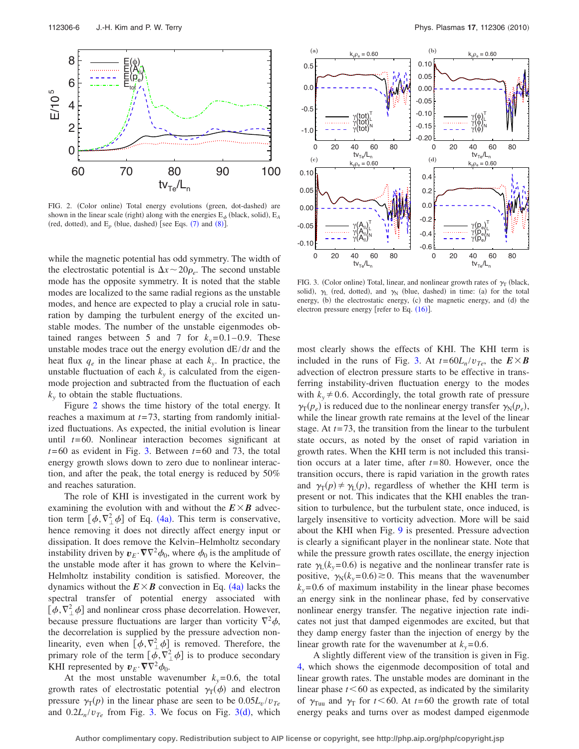FIG. 2. (Color online) Total energy evolutions (green, dot-dashed) are shown in the linear scale (right) along with the energies $E_\phi$ (black, solid), $E_A$ (red, dotted), and $E_p$ (blue, dashed) [see Eqs. (7) and (8)].

while the magnetic potential has odd symmetry. The width of the electrostatic potential is $\Delta x \sim 20\rho_e$. The second unstable mode has the opposite symmetry. It is noted that the stable modes are localized to the same radial regions as the unstable modes, and hence are expected to play a crucial role in saturation by damping the turbulent energy of the excited unstable modes. The number of the unstable eigenmodes obtained ranges between 5 and 7 for $k_y=0.1-0.9$. These unstable modes trace out the energy evolution $\mathrm{d}E/\mathrm{d}t$ and the heat flux $q_e$ in the linear phase at each $k_y$. In practice, the unstable fluctuation of each $k_y$ is calculated from the eigenmode projection and subtracted from the fluctuation of each $k_y$ to obtain the stable fluctuations.

Figure 2 shows the time history of the total energy. It reaches a maximum at $t=73$, starting from randomly initialized fluctuations. As expected, the initial evolution is linear until $t=60$. Nonlinear interaction becomes significant at $t=60$ as evident in Fig. 3. Between $t=60$ and 73, the total energy growth slows down to zero due to nonlinear interaction, and after the peak, the total energy is reduced by 50% and reaches saturation.

The role of KHI is investigated in the current work by examining the evolution with and without the $\boldsymbol{E}\times\boldsymbol{B}$ advection term $[\phi,\nabla_\perp^2\phi]$ of Eq. (4a). This term is conservative, hence removing it does not directly affect energy input or dissipation. It does remove the Kelvin–Helmholtz secondary instability driven by $\boldsymbol{v}_E\cdot\boldsymbol{\nabla}\nabla^2\phi_0$, where $\phi_0$ is the amplitude of the unstable mode after it has grown to where the Kelvin–Helmholtz instability condition is satisfied. Moreover, the dynamics without the $\boldsymbol{E}\times\boldsymbol{B}$ convection in Eq. (4a) lacks the spectral transfer of potential energy associated with $[\phi,\nabla_\perp^2\phi]$ and nonlinear cross phase decorrelation. However, because pressure fluctuations are larger than vorticity $\nabla^2\phi$, the decorrelation is supplied by the pressure advection nonlinearity, even when $[\phi,\nabla_\perp^2\phi]$ is removed. Therefore, the primary role of the term $[\phi,\nabla_\perp^2\phi]$ is to produce secondary KHI represented by $\boldsymbol{v}_E\cdot\boldsymbol{\nabla}\nabla^2\phi_0$.

At the most unstable wavenumber $k_y=0.6$, the total growth rates of electrostatic potential $\gamma_\mathrm{T}(\phi)$ and electron pressure $\gamma_\mathrm{T}(p)$ in the linear phase are seen to be $0.05L_v/v_{Te}$ and $0.2L_n/v_{Te}$ from Fig. 3. We focus on Fig. 3(d), which

FIG. 3. (Color online) Total, linear, and nonlinear growth rates of $\gamma_\mathrm{T}$ (black, solid), $\gamma_\mathrm{L}$ (red, dotted), and $\gamma_\mathrm{N}$ (blue, dashed) in time: (a) for the total energy, (b) the electrostatic energy, (c) the magnetic energy, and (d) the electron pressure energy [refer to Eq. (16)].

most clearly shows the effects of KHI. The KHI term is included in the runs of Fig. 3. At $t=60L_n/v_{Te}$, the $\boldsymbol{E}\times\boldsymbol{B}$ advection of electron pressure starts to be effective in transferring instability-driven fluctuation energy to the modes with $k_y\neq 0.6$. Accordingly, the total growth rate of pressure $\gamma_\mathrm{T}(p_e)$ is reduced due to the nonlinear energy transfer $\gamma_\mathrm{N}(p_e)$, while the linear growth rate remains at the level of the linear stage. At $t=73$, the transition from the linear to the turbulent state occurs, as noted by the onset of rapid variation in growth rates. When the KHI term is not included this transition occurs at a later time, after $t=80$. However, once the transition occurs, there is rapid variation in the growth rates and $\gamma_\mathrm{T}(p)\neq\gamma_\mathrm{L}(p)$, regardless of whether the KHI term is present or not. This indicates that the KHI enables the transition to turbulence, but the turbulent state, once induced, is largely insensitive to vorticity advection. More will be said about the KHI when Fig. 9 is presented. Pressure advection is clearly a significant player in the nonlinear state. Note that while the pressure growth rates oscillate, the energy injection rate $\gamma_\mathrm{L}(k_y=0.6)$ is negative and the nonlinear transfer rate is positive, $\gamma_\mathrm{N}(k_y=0.6)\gtrsim 0$. This means that the wavenumber $k_y=0.6$ of maximum instability in the linear phase becomes an energy sink in the nonlinear phase, fed by conservative nonlinear energy transfer. The negative injection rate indicates not just that damped eigenmodes are excited, but that they damp energy faster than the injection of energy by the linear growth rate for the wavenumber at $k_y=0.6$.

A slightly different view of the transition is given in Fig. 4, which shows the eigenmode decomposition of total and linear growth rates. The unstable modes are dominant in the linear phase $t<60$ as expected, as indicated by the similarity of $\gamma_\mathrm{Tuu}$ and $\gamma_\mathrm{T}$ for $t<60$. At $t=60$ the growth rate of total energy peaks and turns over as modest damped eigenmode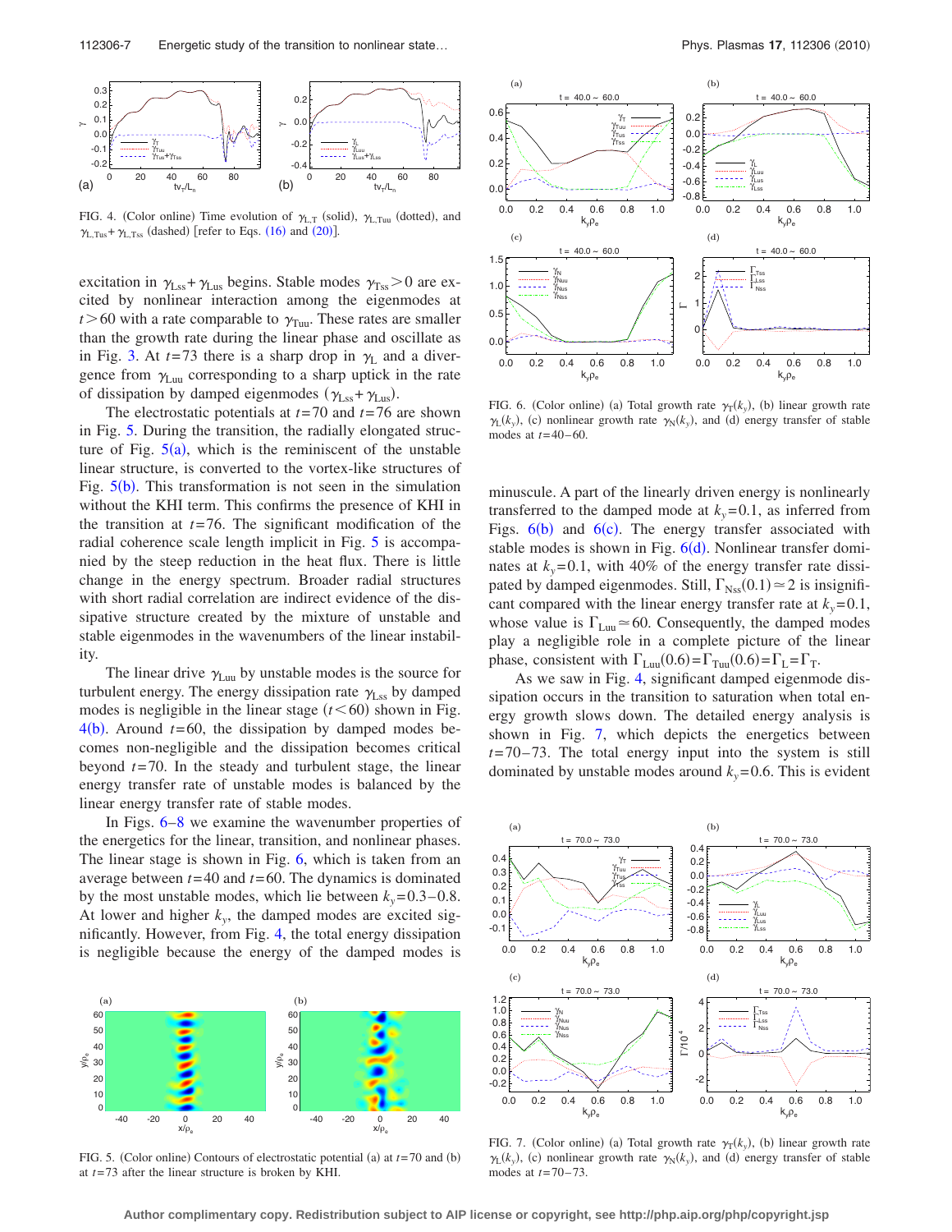FIG. 4. (Color online) Time evolution of $\gamma_{L,T}$ (solid), $\gamma_{L,Tuu}$ (dotted), and $\gamma_{L,Tus}+\gamma_{L,Tss}$ (dashed) [refer to Eqs. (16) and (20)].

excitation in $\gamma_{Lss}+\gamma_{Lus}$ begins. Stable modes $\gamma_{Tss}>0$ are excited by nonlinear interaction among the eigenmodes at $t>60$ with a rate comparable to $\gamma_{Tuu}$. These rates are smaller than the growth rate during the linear phase and oscillate as in Fig. 3. At $t=73$ there is a sharp drop in $\gamma_L$ and a divergence from $\gamma_{Luu}$ corresponding to a sharp uptick in the rate of dissipation by damped eigenmodes ($\gamma_{Lss}+\gamma_{Lus}$).

The electrostatic potentials at $t=70$ and $t=76$ are shown in Fig. 5. During the transition, the radially elongated structure of Fig. 5(a), which is the reminiscent of the unstable linear structure, is converted to the vortex-like structures of Fig. 5(b). This transformation is not seen in the simulation without the KHI term. This confirms the presence of KHI in the transition at $t=76$. The significant modification of the radial coherence scale length implicit in Fig. 5 is accompanied by the steep reduction in the heat flux. There is little change in the energy spectrum. Broader radial structures with short radial correlation are indirect evidence of the dissipative structure created by the mixture of unstable and stable eigenmodes in the wavenumbers of the linear instability.

The linear drive $\gamma_{Luu}$ by unstable modes is the source for turbulent energy. The energy dissipation rate $\gamma_{Lss}$ by damped modes is negligible in the linear stage ($t<60$) shown in Fig. 4(b). Around $t=60$, the dissipation by damped modes becomes non-negligible and the dissipation becomes critical beyond $t=70$. In the steady and turbulent stage, the linear energy transfer rate of unstable modes is balanced by the linear energy transfer rate of stable modes.

In Figs. 6–8 we examine the wavenumber properties of the energetics for the linear, transition, and nonlinear phases. The linear stage is shown in Fig. 6, which is taken from an average between $t=40$ and $t=60$. The dynamics is dominated by the most unstable modes, which lie between $k_y=0.3$–$0.8$. At lower and higher $k_y$, the damped modes are excited significantly. However, from Fig. 4, the total energy dissipation is negligible because the energy of the damped modes is minuscule. A part of the linearly driven energy is nonlinearly transferred to the damped mode at $k_y=0.1$, as inferred from Figs. 6(b) and 6(c). The energy transfer associated with stable modes is shown in Fig. 6(d). Nonlinear transfer dominates at $k_y=0.1$, with 40% of the energy transfer rate dissipated by damped eigenmodes. Still, $\Gamma_{Nss}(0.1)\simeq 2$ is insignificant compared with the linear energy transfer rate at $k_y=0.1$, whose value is $\Gamma_{Luu}\simeq 60$. Consequently, the damped modes play a negligible role in a complete picture of the linear phase, consistent with $\Gamma_{Luu}(0.6)=\Gamma_{Tuu}(0.6)=\Gamma_L=\Gamma_T$.

As we saw in Fig. 4, significant damped eigenmode dissipation occurs in the transition to saturation when total energy growth slows down. The detailed energy analysis is shown in Fig. 7, which depicts the energetics between $t=70$–$73$. The total energy input into the system is still dominated by unstable modes around $k_y=0.6$. This is evident

FIG. 5. (Color online) Contours of electrostatic potential (a) at $t=70$ and (b) at $t=73$ after the linear structure is broken by KHI.

FIG. 6. (Color online) (a) Total growth rate $\gamma_T(k_y)$, (b) linear growth rate $\gamma_L(k_y)$, (c) nonlinear growth rate $\gamma_N(k_y)$, and (d) energy transfer of stable modes at $t=40$–$60$.

FIG. 7. (Color online) (a) Total growth rate $\gamma_T(k_y)$, (b) linear growth rate $\gamma_L(k_y)$, (c) nonlinear growth rate $\gamma_N(k_y)$, and (d) energy transfer of stable modes at $t=70$–$73$.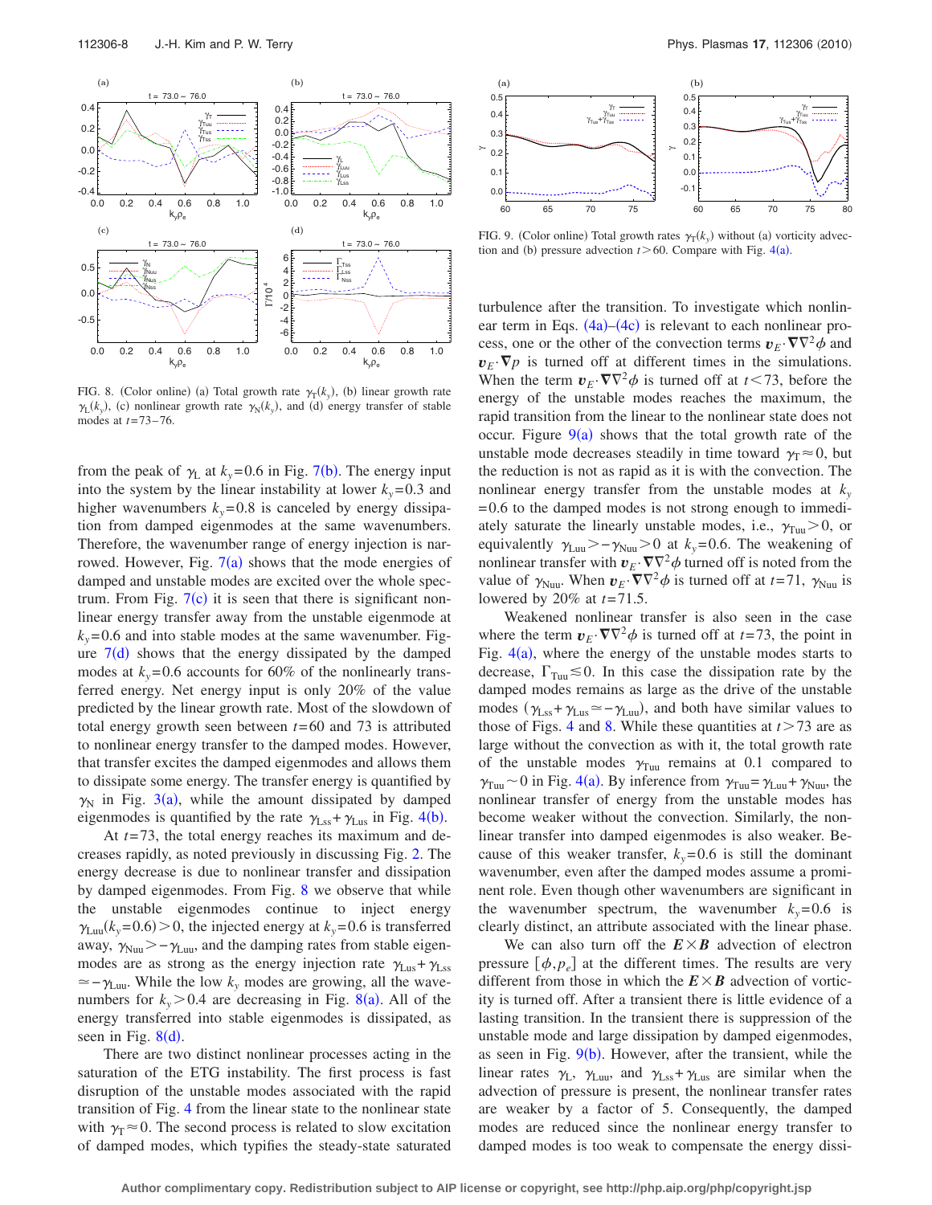FIG. 8. (Color online) (a) Total growth rate $\gamma_T(k_y)$, (b) linear growth rate $\gamma_L(k_y)$, (c) nonlinear growth rate $\gamma_N(k_y)$, and (d) energy transfer of stable modes at $t=73$–$76$.

FIG. 9. (Color online) Total growth rates $\gamma_T(k_y)$ without (a) vorticity advection and (b) pressure advection $t>60$. Compare with Fig. 4(a).

from the peak of $\gamma_L$ at $k_y=0.6$ in Fig. 7(b). The energy input into the system by the linear instability at lower $k_y=0.3$ and higher wavenumbers $k_y=0.8$ is canceled by energy dissipation from damped eigenmodes at the same wavenumbers. Therefore, the wavenumber range of energy injection is narrowed. However, Fig. 7(a) shows that the mode energies of damped and unstable modes are excited over the whole spectrum. From Fig. 7(c) it is seen that there is significant nonlinear energy transfer away from the unstable eigenmode at $k_y=0.6$ and into stable modes at the same wavenumber. Figure 7(d) shows that the energy dissipated by the damped modes at $k_y=0.6$ accounts for 60% of the nonlinearly transferred energy. Net energy input is only 20% of the value predicted by the linear growth rate. Most of the slowdown of total energy growth seen between $t=60$ and 73 is attributed to nonlinear energy transfer to the damped modes. However, that transfer excites the damped eigenmodes and allows them to dissipate some energy. The transfer energy is quantified by $\gamma_N$ in Fig. 3(a), while the amount dissipated by damped eigenmodes is quantified by the rate $\gamma_{Lss}+\gamma_{Lus}$ in Fig. 4(b).

At $t=73$, the total energy reaches its maximum and decreases rapidly, as noted previously in discussing Fig. 2. The energy decrease is due to nonlinear transfer and dissipation by damped eigenmodes. From Fig. 8 we observe that while the unstable eigenmodes continue to inject energy $\gamma_{Luu}(k_y=0.6)>0$, the injected energy at $k_y=0.6$ is transferred away, $\gamma_{Nuu}>-\gamma_{Luu}$, and the damping rates from stable eigenmodes are as strong as the energy injection rate $\gamma_{Lus}+\gamma_{Lss}\simeq-\gamma_{Luu}$. While the low $k_y$ modes are growing, all the wavenumbers for $k_y>0.4$ are decreasing in Fig. 8(a). All of the energy transferred into stable eigenmodes is dissipated, as seen in Fig. 8(d).

There are two distinct nonlinear processes acting in the saturation of the ETG instability. The first process is fast disruption of the unstable modes associated with the rapid transition of Fig. 4 from the linear state to the nonlinear state with $\gamma_T\approx 0$. The second process is related to slow excitation of damped modes, which typifies the steady-state saturated turbulence after the transition. To investigate which nonlinear term in Eqs. (4a)–(4c) is relevant to each nonlinear process, one or the other of the convection terms $\boldsymbol{v}_E\cdot\nabla\nabla^2\phi$ and $\boldsymbol{v}_E\cdot\nabla p$ is turned off at different times in the simulations. When the term $\boldsymbol{v}_E\cdot\nabla\nabla^2\phi$ is turned off at $t<73$, before the energy of the unstable modes reaches the maximum, the rapid transition from the linear to the nonlinear state does not occur. Figure 9(a) shows that the total growth rate of the unstable mode decreases steadily in time toward $\gamma_T\approx 0$, but the reduction is not as rapid as it is with the convection. The nonlinear energy transfer from the unstable modes at $k_y=0.6$ to the damped modes is not strong enough to immediately saturate the linearly unstable modes, i.e., $\gamma_{Tuu}>0$, or equivalently $\gamma_{Luu}>-\gamma_{Nuu}>0$ at $k_y=0.6$. The weakening of nonlinear transfer with $\boldsymbol{v}_E\cdot\nabla\nabla^2\phi$ turned off is noted from the value of $\gamma_{Nuu}$. When $\boldsymbol{v}_E\cdot\nabla\nabla^2\phi$ is turned off at $t=71$, $\gamma_{Nuu}$ is lowered by 20% at $t=71.5$.

Weakened nonlinear transfer is also seen in the case where the term $\boldsymbol{v}_E\cdot\nabla\nabla^2\phi$ is turned off at $t=73$, the point in Fig. 4(a), where the energy of the unstable modes starts to decrease, $\Gamma_{Tuu}\lesssim 0$. In this case the dissipation rate by the damped modes remains as large as the drive of the unstable modes ($\gamma_{Lss}+\gamma_{Lus}\simeq-\gamma_{Luu}$), and both have similar values to those of Figs. 4 and 8. While these quantities at $t>73$ are as large without the convection as with it, the total growth rate of the unstable modes $\gamma_{Tuu}$ remains at 0.1 compared to $\gamma_{Tuu}\sim 0$ in Fig. 4(a). By inference from $\gamma_{Tuu}=\gamma_{Luu}+\gamma_{Nuu}$, the nonlinear transfer of energy from the unstable modes has become weaker without the convection. Similarly, the nonlinear transfer into damped eigenmodes is also weaker. Because of this weaker transfer, $k_y=0.6$ is still the dominant wavenumber, even after the damped modes assume a prominent role. Even though other wavenumbers are significant in the wavenumber spectrum, the wavenumber $k_y=0.6$ is clearly distinct, an attribute associated with the linear phase.

We can also turn off the $\boldsymbol{E}\times\boldsymbol{B}$ advection of electron pressure $[\phi,p_e]$ at the different times. The results are very different from those in which the $\boldsymbol{E}\times\boldsymbol{B}$ advection of vorticity is turned off. After a transient there is little evidence of a lasting transition. In the transient there is suppression of the unstable mode and large dissipation by damped eigenmodes, as seen in Fig. 9(b). However, after the transient, while the linear rates $\gamma_L$, $\gamma_{Luu}$, and $\gamma_{Lss}+\gamma_{Lus}$ are similar when the advection of pressure is present, the nonlinear transfer rates are weaker by a factor of 5. Consequently, the damped modes are reduced since the nonlinear energy transfer to damped modes is too weak to compensate the energy dissi-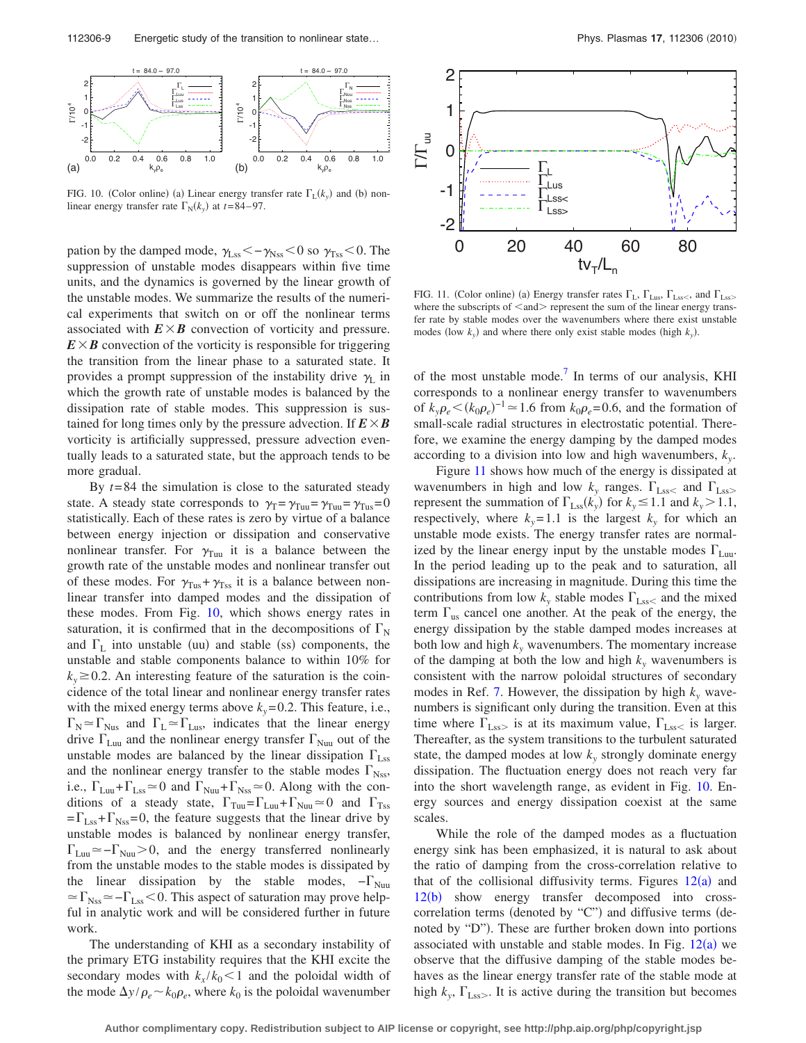FIG. 10. (Color online) (a) Linear energy transfer rate $\Gamma_L(k_y)$ and (b) nonlinear energy transfer rate $\Gamma_N(k_y)$ at $t$=84–97.

pation by the damped mode, $\gamma_{Lss} < -\gamma_{Nss} < 0$ so $\gamma_{Tss} < 0$. The suppression of unstable modes disappears within five time units, and the dynamics is governed by the linear growth of the unstable modes. We summarize the results of the numerical experiments that switch on or off the nonlinear terms associated with $\boldsymbol{E}\times\boldsymbol{B}$ convection of vorticity and pressure. $\boldsymbol{E}\times\boldsymbol{B}$ convection of the vorticity is responsible for triggering the transition from the linear phase to a saturated state. It provides a prompt suppression of the instability drive $\gamma_L$ in which the growth rate of unstable modes is balanced by the dissipation rate of stable modes. This suppression is sustained for long times only by the pressure advection. If $\boldsymbol{E}\times\boldsymbol{B}$ vorticity is artificially suppressed, pressure advection eventually leads to a saturated state, but the approach tends to be more gradual.

By $t$=84 the simulation is close to the saturated steady state. A steady state corresponds to $\gamma_T = \gamma_{Tuu} = \gamma_{Tuu} = \gamma_{Tus} = 0$ statistically. Each of these rates is zero by virtue of a balance between energy injection or dissipation and conservative nonlinear transfer. For $\gamma_{Tuu}$ it is a balance between the growth rate of the unstable modes and nonlinear transfer out of these modes. For $\gamma_{Tus} + \gamma_{Tss}$ it is a balance between nonlinear transfer into damped modes and the dissipation of these modes. From Fig. 10, which shows energy rates in saturation, it is confirmed that in the decompositions of $\Gamma_N$ and $\Gamma_L$ into unstable (uu) and stable (ss) components, the unstable and stable components balance to within 10% for $k_y \gtrsim 0.2$. An interesting feature of the saturation is the coincidence of the total linear and nonlinear energy transfer rates with the mixed energy terms above $k_y$=0.2. This feature, i.e., $\Gamma_N \simeq \Gamma_{Nus}$ and $\Gamma_L \simeq \Gamma_{Lus}$, indicates that the linear energy drive $\Gamma_{Luu}$ and the nonlinear energy transfer $\Gamma_{Nuu}$ out of the unstable modes are balanced by the linear dissipation $\Gamma_{Lss}$ and the nonlinear energy transfer to the stable modes $\Gamma_{Nss}$, i.e., $\Gamma_{Luu} + \Gamma_{Lss} \simeq 0$ and $\Gamma_{Nuu} + \Gamma_{Nss} \simeq 0$. Along with the conditions of a steady state, $\Gamma_{Tuu} = \Gamma_{Luu} + \Gamma_{Nuu} \simeq 0$ and $\Gamma_{Tss} = \Gamma_{Lss} + \Gamma_{Nss} = 0$, the feature suggests that the linear drive by unstable modes is balanced by nonlinear energy transfer, $\Gamma_{Luu} \simeq -\Gamma_{Nuu} > 0$, and the energy transferred nonlinearly from the unstable modes to the stable modes is dissipated by the linear dissipation by the stable modes, $-\Gamma_{Nuu} \simeq \Gamma_{Nss} \simeq -\Gamma_{Lss} < 0$. This aspect of saturation may prove helpful in analytic work and will be considered further in future work.

The understanding of KHI as a secondary instability of the primary ETG instability requires that the KHI excite the secondary modes with $k_x/k_0 < 1$ and the poloidal width of the mode $\Delta y/\rho_e \sim k_0\rho_e$, where $k_0$ is the poloidal wavenumber of the most unstable mode.[7] In terms of our analysis, KHI corresponds to a nonlinear energy transfer to wavenumbers of $k_y\rho_e < (k_0\rho_e)^{-1} \simeq 1.6$ from $k_0\rho_e = 0.6$, and the formation of small-scale radial structures in electrostatic potential. Therefore, we examine the energy damping by the damped modes according to a division into low and high wavenumbers, $k_y$.

FIG. 11. (Color online) (a) Energy transfer rates $\Gamma_L$, $\Gamma_{Lus}$, $\Gamma_{Lss<}$, and $\Gamma_{Lss>}$ where the subscripts of <and> represent the sum of the linear energy transfer rate by stable modes over the wavenumbers where there exist unstable modes (low $k_y$) and where there only exist stable modes (high $k_y$).

Figure 11 shows how much of the energy is dissipated at wavenumbers in high and low $k_y$ ranges. $\Gamma_{Lss<}$ and $\Gamma_{Lss>}$ represent the summation of $\Gamma_{Lss}(k_y)$ for $k_y \leq 1.1$ and $k_y > 1.1$, respectively, where $k_y$=1.1 is the largest $k_y$ for which an unstable mode exists. The energy transfer rates are normalized by the linear energy input by the unstable modes $\Gamma_{Luu}$. In the period leading up to the peak and to saturation, all dissipations are increasing in magnitude. During this time the contributions from low $k_y$ stable modes $\Gamma_{Lss<}$ and the mixed term $\Gamma_{us}$ cancel one another. At the peak of the energy, the energy dissipation by the stable damped modes increases at both low and high $k_y$ wavenumbers. The momentary increase of the damping at both the low and high $k_y$ wavenumbers is consistent with the narrow poloidal structures of secondary modes in Ref. 7. However, the dissipation by high $k_y$ wavenumbers is significant only during the transition. Even at this time where $\Gamma_{Lss>}$ is at its maximum value, $\Gamma_{Lss<}$ is larger. Thereafter, as the system transitions to the turbulent saturated state, the damped modes at low $k_y$ strongly dominate energy dissipation. The fluctuation energy does not reach very far into the short wavelength range, as evident in Fig. 10. Energy sources and energy dissipation coexist at the same scales.

While the role of the damped modes as a fluctuation energy sink has been emphasized, it is natural to ask about the ratio of damping from the cross-correlation relative to that of the collisional diffusivity terms. Figures 12(a) and 12(b) show energy transfer decomposed into cross-correlation terms (denoted by "C") and diffusive terms (denoted by "D"). These are further broken down into portions associated with unstable and stable modes. In Fig. 12(a) we observe that the diffusive damping of the stable modes behaves as the linear energy transfer rate of the stable mode at high $k_y$, $\Gamma_{Lss>}$. It is active during the transition but becomes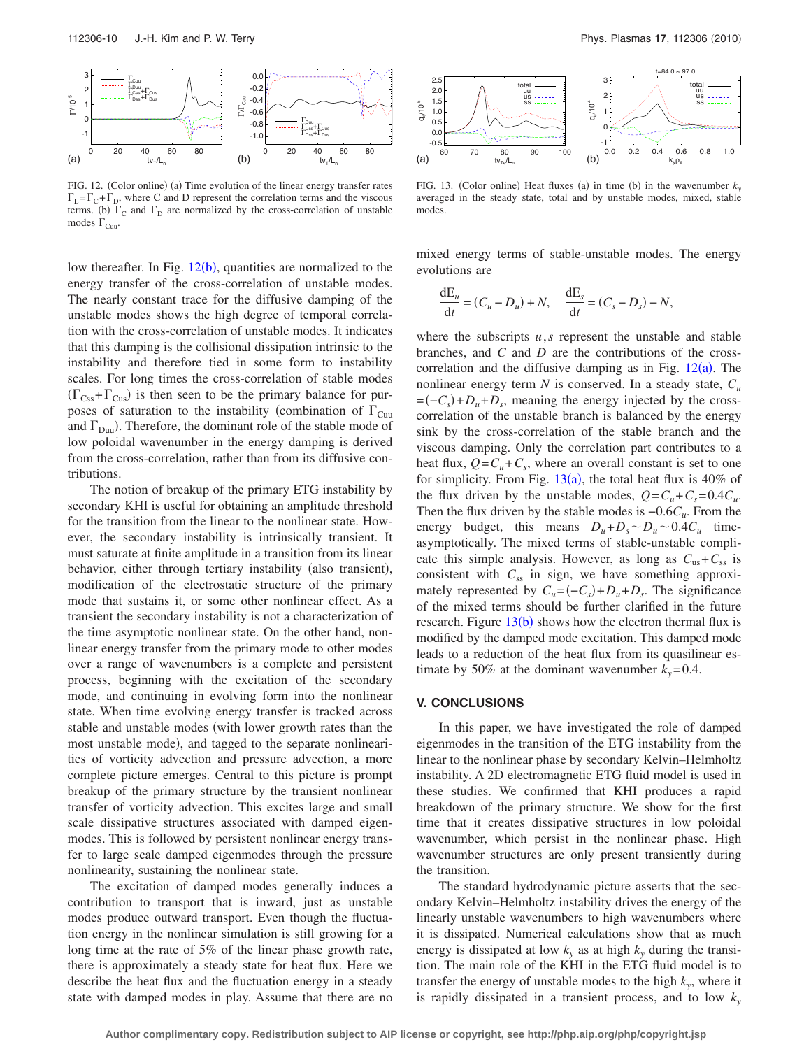FIG. 12. (Color online) (a) Time evolution of the linear energy transfer rates $\Gamma_L = \Gamma_C + \Gamma_D$, where C and D represent the correlation terms and the viscous terms. (b) $\Gamma_C$ and $\Gamma_D$ are normalized by the cross-correlation of unstable modes $\Gamma_{Cuu}$.

FIG. 13. (Color online) Heat fluxes (a) in time (b) in the wavenumber $k_y$ averaged in the steady state, total and by unstable modes, mixed, stable modes.

low thereafter. In Fig. 12(b), quantities are normalized to the energy transfer of the cross-correlation of unstable modes. The nearly constant trace for the diffusive damping of the unstable modes shows the high degree of temporal correlation with the cross-correlation of unstable modes. It indicates that this damping is the collisional dissipation intrinsic to the instability and therefore tied in some form to instability scales. For long times the cross-correlation of stable modes ($\Gamma_{Css} + \Gamma_{Cus}$) is then seen to be the primary balance for purposes of saturation to the instability (combination of $\Gamma_{Cuu}$ and $\Gamma_{Duu}$). Therefore, the dominant role of the stable mode of low poloidal wavenumber in the energy damping is derived from the cross-correlation, rather than from its diffusive contributions.

The notion of breakup of the primary ETG instability by secondary KHI is useful for obtaining an amplitude threshold for the transition from the linear to the nonlinear state. However, the secondary instability is intrinsically transient. It must saturate at finite amplitude in a transition from its linear behavior, either through tertiary instability (also transient), modification of the electrostatic structure of the primary mode that sustains it, or some other nonlinear effect. As a transient the secondary instability is not a characterization of the time asymptotic nonlinear state. On the other hand, nonlinear energy transfer from the primary mode to other modes over a range of wavenumbers is a complete and persistent process, beginning with the excitation of the secondary mode, and continuing in evolving form into the nonlinear state. When time evolving energy transfer is tracked across stable and unstable modes (with lower growth rates than the most unstable mode), and tagged to the separate nonlinearities of vorticity advection and pressure advection, a more complete picture emerges. Central to this picture is prompt breakup of the primary structure by the transient nonlinear transfer of vorticity advection. This excites large and small scale dissipative structures associated with damped eigenmodes. This is followed by persistent nonlinear energy transfer to large scale damped eigenmodes through the pressure nonlinearity, sustaining the nonlinear state.

The excitation of damped modes generally induces a contribution to transport that is inward, just as unstable modes produce outward transport. Even though the fluctuation energy in the nonlinear simulation is still growing for a long time at the rate of 5% of the linear phase growth rate, there is approximately a steady state for heat flux. Here we describe the heat flux and the fluctuation energy in a steady state with damped modes in play. Assume that there are no mixed energy terms of stable-unstable modes. The energy evolutions are

$$\frac{dE_u}{dt} = (C_u - D_u) + N, \quad \frac{dE_s}{dt} = (C_s - D_s) - N,$$

where the subscripts $u, s$ represent the unstable and stable branches, and $C$ and $D$ are the contributions of the cross-correlation and the diffusive damping as in Fig. 12(a). The nonlinear energy term $N$ is conserved. In a steady state, $C_u = (-C_s) + D_u + D_s$, meaning the energy injected by the cross-correlation of the unstable branch is balanced by the energy sink by the cross-correlation of the stable branch and the viscous damping. Only the correlation part contributes to a heat flux, $Q = C_u + C_s$, where an overall constant is set to one for simplicity. From Fig. 13(a), the total heat flux is 40% of the flux driven by the unstable modes, $Q = C_u + C_s = 0.4C_u$. Then the flux driven by the stable modes is $-0.6C_u$. From the energy budget, this means $D_u + D_s \sim D_u \sim 0.4C_u$ time-asymptotically. The mixed terms of stable-unstable complicate this simple analysis. However, as long as $C_{us} + C_{ss}$ is consistent with $C_{ss}$ in sign, we have something approximately represented by $C_u = (-C_s) + D_u + D_s$. The significance of the mixed terms should be further clarified in the future research. Figure 13(b) shows how the electron thermal flux is modified by the damped mode excitation. This damped mode leads to a reduction of the heat flux from its quasilinear estimate by 50% at the dominant wavenumber $k_y = 0.4$.

## V. CONCLUSIONS

In this paper, we have investigated the role of damped eigenmodes in the transition of the ETG instability from the linear to the nonlinear phase by secondary Kelvin–Helmholtz instability. A 2D electromagnetic ETG fluid model is used in these studies. We confirmed that KHI produces a rapid breakdown of the primary structure. We show for the first time that it creates dissipative structures in low poloidal wavenumber, which persist in the nonlinear phase. High wavenumber structures are only present transiently during the transition.

The standard hydrodynamic picture asserts that the secondary Kelvin–Helmholtz instability drives the energy of the linearly unstable wavenumbers to high wavenumbers where it is dissipated. Numerical calculations show that as much energy is dissipated at low $k_y$ as at high $k_y$ during the transition. The main role of the KHI in the ETG fluid model is to transfer the energy of unstable modes to the high $k_y$, where it is rapidly dissipated in a transient process, and to low $k_y$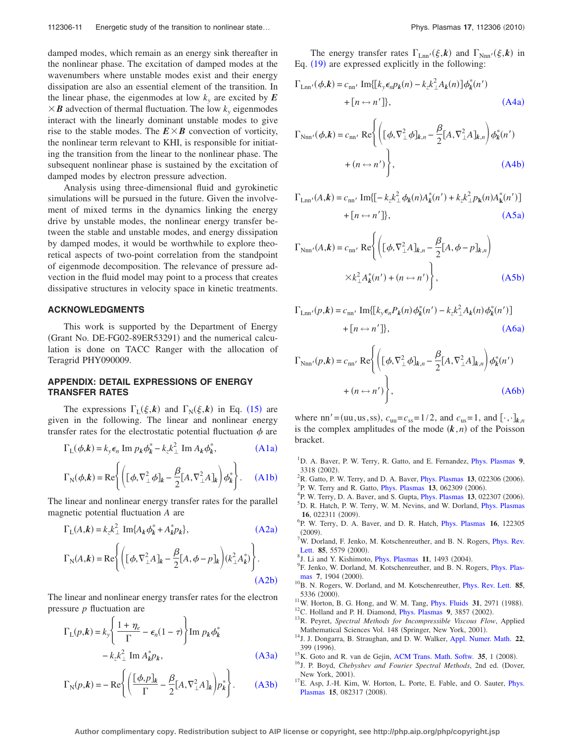damped modes, which remain as an energy sink thereafter in the nonlinear phase. The excitation of damped modes at the wavenumbers where unstable modes exist and their energy dissipation are also an essential element of the transition. In the linear phase, the eigenmodes at low $k_y$ are excited by $\boldsymbol{E}\times\boldsymbol{B}$ advection of thermal fluctuation. The low $k_y$ eigenmodes interact with the linearly dominant unstable modes to give rise to the stable modes. The $\boldsymbol{E}\times\boldsymbol{B}$ convection of vorticity, the nonlinear term relevant to KHI, is responsible for initiating the transition from the linear to the nonlinear phase. The subsequent nonlinear phase is sustained by the excitation of damped modes by electron pressure advection.

Analysis using three-dimensional fluid and gyrokinetic simulations will be pursued in the future. Given the involvement of mixed terms in the dynamics linking the energy drive by unstable modes, the nonlinear energy transfer between the stable and unstable modes, and energy dissipation by damped modes, it would be worthwhile to explore theoretical aspects of two-point correlation from the standpoint of eigenmode decomposition. The relevance of pressure advection in the fluid model may point to a process that creates dissipative structures in velocity space in kinetic treatments.

## ACKNOWLEDGMENTS

This work is supported by the Department of Energy (Grant No. DE-FG02-89ER53291) and the numerical calculation is done on TACC Ranger with the allocation of Teragrid PHY090009.

## APPENDIX: DETAIL EXPRESSIONS OF ENERGY TRANSFER RATES

The expressions $\Gamma_{\rm L}(\xi,\boldsymbol{k})$ and $\Gamma_{\rm N}(\xi,\boldsymbol{k})$ in Eq. (15) are given in the following. The linear and nonlinear energy transfer rates for the electrostatic potential fluctuation $\phi$ are

$$\Gamma_{\rm L}(\phi,\boldsymbol{k}) = k_y\epsilon_n \,\mathrm{Im}\, p_{\boldsymbol{k}}\phi_{\boldsymbol{k}}^* - k_z k_\perp^2 \,\mathrm{Im}\, A_{\boldsymbol{k}}\phi_{\boldsymbol{k}}^*, \tag{A1a}$$

$$\Gamma_{\rm N}(\phi,\boldsymbol{k}) = \mathrm{Re}\left\{\left([\phi,\nabla_\perp^2\phi]_{\boldsymbol{k}} - \frac{\beta}{2}[A,\nabla_\perp^2 A]_{\boldsymbol{k}}\right)\phi_{\boldsymbol{k}}^*\right\}. \tag{A1b}$$

The linear and nonlinear energy transfer rates for the parallel magnetic potential fluctuation $A$ are

$$\Gamma_{\rm L}(A,\boldsymbol{k}) = k_z k_\perp^2 \,\mathrm{Im}\{A_{\boldsymbol{k}}\phi_{\boldsymbol{k}}^* + A_{\boldsymbol{k}}^* p_{\boldsymbol{k}}\}, \tag{A2a}$$

$$\Gamma_{\rm N}(A,\boldsymbol{k}) = \mathrm{Re}\left\{\left([\phi,\nabla_\perp^2 A]_{\boldsymbol{k}} - \frac{\beta}{2}[A,\phi - p]_{\boldsymbol{k}}\right)(k_\perp^2 A_{\boldsymbol{k}}^*)\right\}. \tag{A2b}$$

The linear and nonlinear energy transfer rates for the electron pressure $p$ fluctuation are

$$\Gamma_{\rm L}(p,\boldsymbol{k}) = k_y\left\{\frac{1+\eta_e}{\Gamma} - \epsilon_n(1-\tau)\right\}\mathrm{Im}\, p_{\boldsymbol{k}}\phi_{\boldsymbol{k}}^* - k_z k_\perp^2 \,\mathrm{Im}\, A_{\boldsymbol{k}}^* p_{\boldsymbol{k}}, \tag{A3a}$$

$$\Gamma_{\rm N}(p,\boldsymbol{k}) = -\mathrm{Re}\left\{\left(\frac{[\phi,p]_{\boldsymbol{k}}}{\Gamma} - \frac{\beta}{2}[A,\nabla_\perp^2 A]_{\boldsymbol{k}}\right)p_{\boldsymbol{k}}^*\right\}. \tag{A3b}$$

The energy transfer rates $\Gamma_{{\rm L}nn'}(\xi,\boldsymbol{k})$ and $\Gamma_{{\rm N}nn'}(\xi,\boldsymbol{k})$ in Eq. (19) are expressed explicitly in the following:

$$\Gamma_{{\rm L}nn'}(\phi,\boldsymbol{k}) = c_{nn'}\,\mathrm{Im}\{[k_y\epsilon_n p_{\boldsymbol{k}}(n) - k_z k_\perp^2 A_{\boldsymbol{k}}(n)]\phi_{\boldsymbol{k}}^*(n') + [n\leftrightarrow n']\}, \tag{A4a}$$

$$\Gamma_{{\rm N}nn'}(\phi,\boldsymbol{k}) = c_{nn'}\,\mathrm{Re}\left\{\left([\phi,\nabla_\perp^2\phi]_{\boldsymbol{k},n} - \frac{\beta}{2}[A,\nabla_\perp^2 A]_{\boldsymbol{k},n}\right)\phi_{\boldsymbol{k}}^*(n') + (n\leftrightarrow n')\right\}, \tag{A4b}$$

$$\Gamma_{{\rm L}nn'}(A,\boldsymbol{k}) = c_{nn'}\,\mathrm{Im}\{[-k_z k_\perp^2\phi_{\boldsymbol{k}}(n)A_{\boldsymbol{k}}^*(n') + k_z k_\perp^2 p_{\boldsymbol{k}}(n)A_{\boldsymbol{k}}^*(n')] + [n\leftrightarrow n']\}, \tag{A5a}$$

$$\Gamma_{{\rm N}nn'}(A,\boldsymbol{k}) = c_{nn'}\,\mathrm{Re}\left\{\left([\phi,\nabla_\perp^2 A]_{\boldsymbol{k},n} - \frac{\beta}{2}[A,\phi-p]_{\boldsymbol{k},n}\right)\times k_\perp^2 A_{\boldsymbol{k}}^*(n') + (n\leftrightarrow n')\right\}, \tag{A5b}$$

$$\Gamma_{{\rm L}nn'}(p,\boldsymbol{k}) = c_{nn'}\,\mathrm{Im}\{[k_y\epsilon_n P_{\boldsymbol{k}}(n)\phi_{\boldsymbol{k}}^*(n') - k_z k_\perp^2 A_{\boldsymbol{k}}(n)\phi_{\boldsymbol{k}}^*(n')] + [n\leftrightarrow n']\}, \tag{A6a}$$

$$\Gamma_{{\rm N}nn'}(p,\boldsymbol{k}) = c_{nn'}\,\mathrm{Re}\left\{\left([\phi,\nabla_\perp^2\phi]_{\boldsymbol{k},n} - \frac{\beta}{2}[A,\nabla_\perp^2 A]_{\boldsymbol{k},n}\right)\phi_{\boldsymbol{k}}^*(n') + (n\leftrightarrow n')\right\}, \tag{A6b}$$

where $nn'=(\mathrm{uu},\mathrm{us},\mathrm{ss})$, $c_{\rm uu}=c_{\rm ss}=1/2$, and $c_{\rm us}=1$, and $[\cdot,\cdot]_{\boldsymbol{k},n}$ is the complex amplitudes of the mode $(\boldsymbol{k},n)$ of the Poisson bracket.

[1] D. A. Baver, P. W. Terry, R. Gatto, and E. Fernandez, Phys. Plasmas **9**, 3318 (2002).

[2] R. Gatto, P. W. Terry, and D. A. Baver, Phys. Plasmas **13**, 022306 (2006).

[3] P. W. Terry and R. Gatto, Phys. Plasmas **13**, 062309 (2006).

[4] P. W. Terry, D. A. Baver, and S. Gupta, Phys. Plasmas **13**, 022307 (2006).

[5] D. R. Hatch, P. W. Terry, W. M. Nevins, and W. Dorland, Phys. Plasmas **16**, 022311 (2009).

[6] P. W. Terry, D. A. Baver, and D. R. Hatch, Phys. Plasmas **16**, 122305 (2009).

[7] W. Dorland, F. Jenko, M. Kotschenreuther, and B. N. Rogers, Phys. Rev. Lett. **85**, 5579 (2000).

[8] J. Li and Y. Kishimoto, Phys. Plasmas **11**, 1493 (2004).

[9] F. Jenko, W. Dorland, M. Kotschenreuther, and B. N. Rogers, Phys. Plasmas **7**, 1904 (2000).

[10] B. N. Rogers, W. Dorland, and M. Kotschenreuther, Phys. Rev. Lett. **85**, 5336 (2000).

[11] W. Horton, B. G. Hong, and W. M. Tang, Phys. Fluids **31**, 2971 (1988).

[12] C. Holland and P. H. Diamond, Phys. Plasmas **9**, 3857 (2002).

[13] R. Peyret, *Spectral Methods for Incompressible Viscous Flow*, Applied Mathematical Sciences Vol. 148 (Springer, New York, 2001).

[14] J. J. Dongarra, B. Straughan, and D. W. Walker, Appl. Numer. Math. **22**, 399 (1996).

[15] K. Goto and R. van de Gejin, ACM Trans. Math. Softw. **35**, 1 (2008).

[16] J. P. Boyd, *Chebyshev and Fourier Spectral Methods*, 2nd ed. (Dover, New York, 2001).

[17] E. Asp, J.-H. Kim, W. Horton, L. Porte, E. Fable, and O. Sauter, Phys. Plasmas **15**, 082317 (2008).